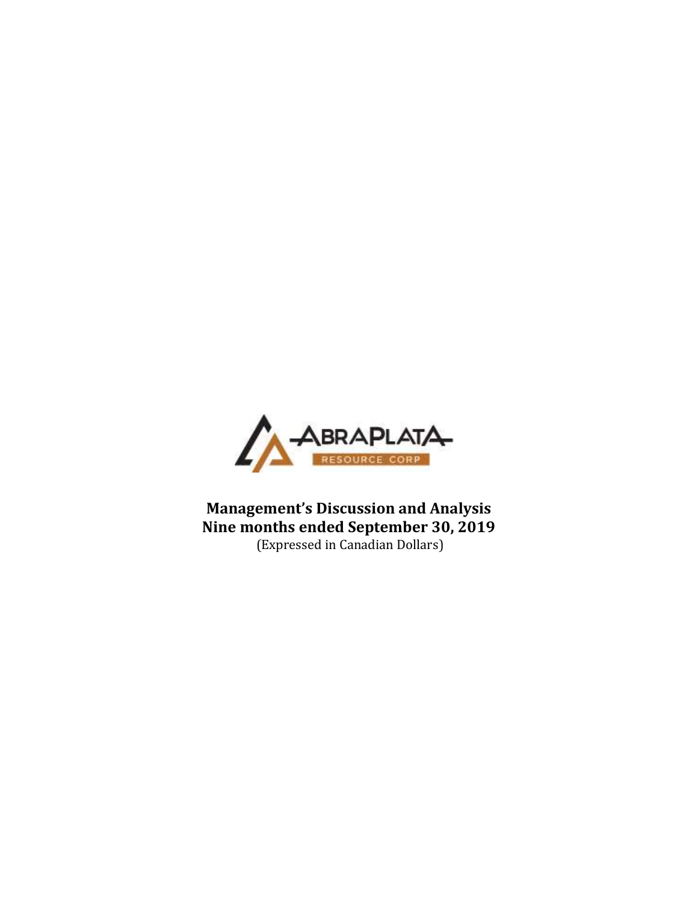ABRAPLATA RESOURCE CORP

**Management's Discussion and Analysis**
**Nine months ended September 30, 2019**
(Expressed in Canadian Dollars)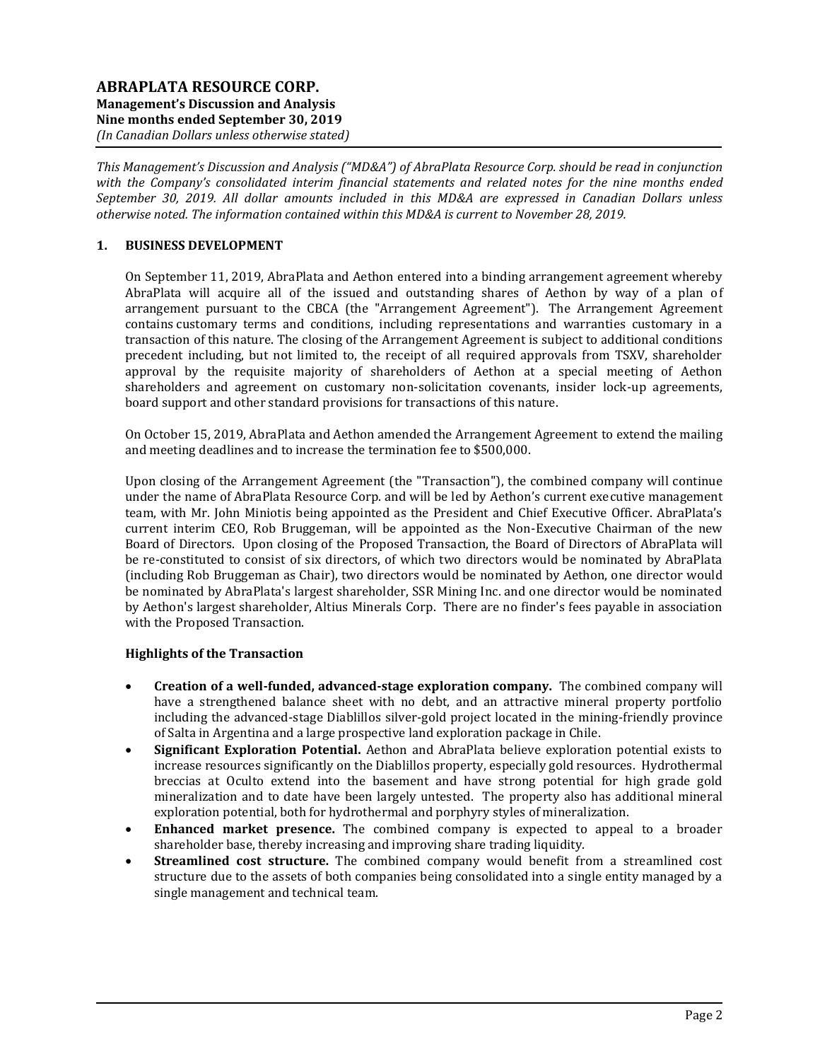*This Management's Discussion and Analysis ("MD&A") of AbraPlata Resource Corp. should be read in conjunction with the Company's consolidated interim financial statements and related notes for the nine months ended September 30, 2019. All dollar amounts included in this MD&A are expressed in Canadian Dollars unless otherwise noted. The information contained within this MD&A is current to November 28, 2019.*

## 1. BUSINESS DEVELOPMENT

On September 11, 2019, AbraPlata and Aethon entered into a binding arrangement agreement whereby AbraPlata will acquire all of the issued and outstanding shares of Aethon by way of a plan of arrangement pursuant to the CBCA (the "Arrangement Agreement"). The Arrangement Agreement contains customary terms and conditions, including representations and warranties customary in a transaction of this nature. The closing of the Arrangement Agreement is subject to additional conditions precedent including, but not limited to, the receipt of all required approvals from TSXV, shareholder approval by the requisite majority of shareholders of Aethon at a special meeting of Aethon shareholders and agreement on customary non-solicitation covenants, insider lock-up agreements, board support and other standard provisions for transactions of this nature.

On October 15, 2019, AbraPlata and Aethon amended the Arrangement Agreement to extend the mailing and meeting deadlines and to increase the termination fee to $500,000.

Upon closing of the Arrangement Agreement (the "Transaction"), the combined company will continue under the name of AbraPlata Resource Corp. and will be led by Aethon's current executive management team, with Mr. John Miniotis being appointed as the President and Chief Executive Officer. AbraPlata's current interim CEO, Rob Bruggeman, will be appointed as the Non-Executive Chairman of the new Board of Directors. Upon closing of the Proposed Transaction, the Board of Directors of AbraPlata will be re-constituted to consist of six directors, of which two directors would be nominated by AbraPlata (including Rob Bruggeman as Chair), two directors would be nominated by Aethon, one director would be nominated by AbraPlata's largest shareholder, SSR Mining Inc. and one director would be nominated by Aethon's largest shareholder, Altius Minerals Corp. There are no finder's fees payable in association with the Proposed Transaction.

### Highlights of the Transaction

- **Creation of a well-funded, advanced-stage exploration company.** The combined company will have a strengthened balance sheet with no debt, and an attractive mineral property portfolio including the advanced-stage Diablillos silver-gold project located in the mining-friendly province of Salta in Argentina and a large prospective land exploration package in Chile.
- **Significant Exploration Potential.** Aethon and AbraPlata believe exploration potential exists to increase resources significantly on the Diablillos property, especially gold resources. Hydrothermal breccias at Oculto extend into the basement and have strong potential for high grade gold mineralization and to date have been largely untested. The property also has additional mineral exploration potential, both for hydrothermal and porphyry styles of mineralization.
- **Enhanced market presence.** The combined company is expected to appeal to a broader shareholder base, thereby increasing and improving share trading liquidity.
- **Streamlined cost structure.** The combined company would benefit from a streamlined cost structure due to the assets of both companies being consolidated into a single entity managed by a single management and technical team.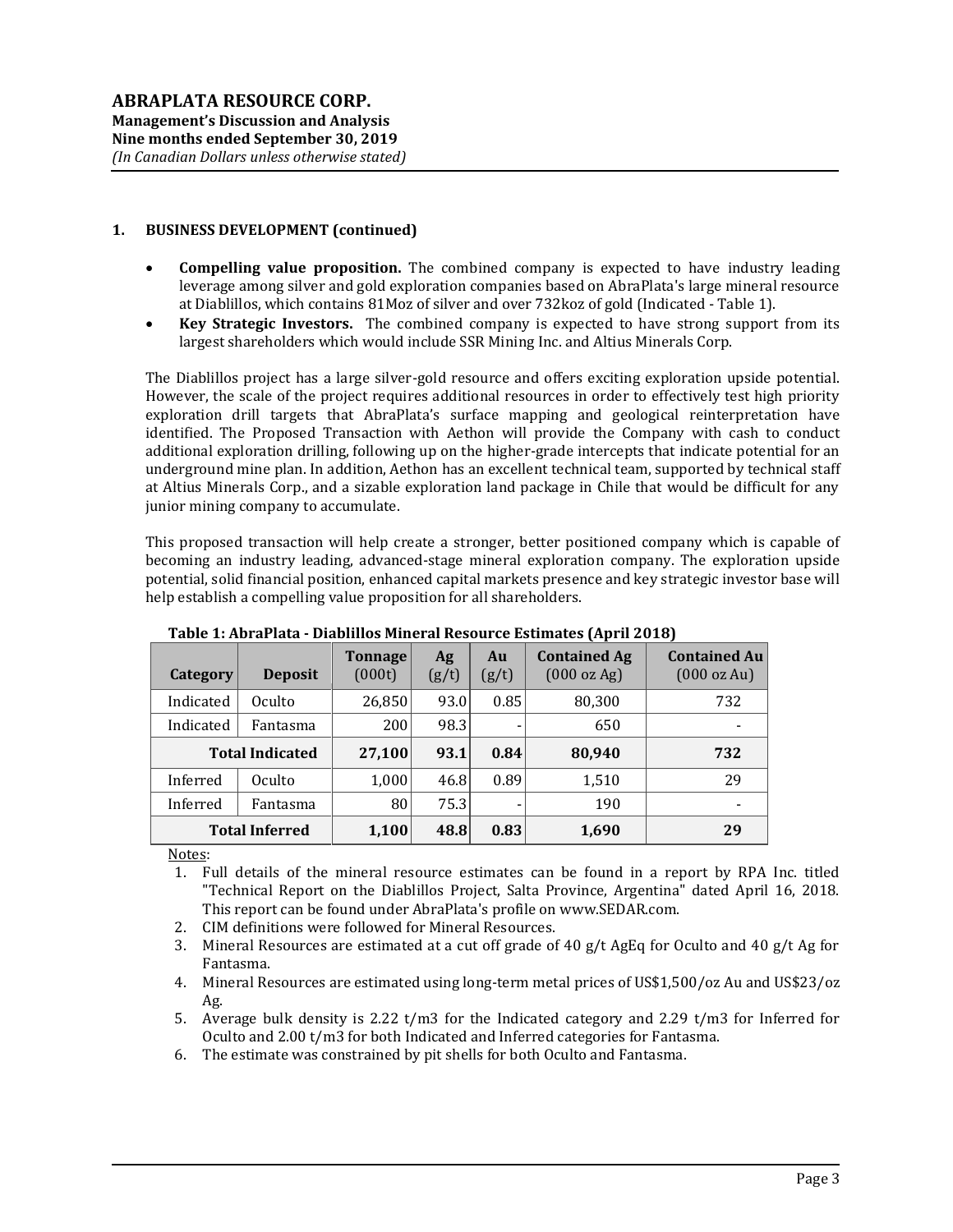## 1. BUSINESS DEVELOPMENT (continued)

- **Compelling value proposition.** The combined company is expected to have industry leading leverage among silver and gold exploration companies based on AbraPlata's large mineral resource at Diablillos, which contains 81Moz of silver and over 732koz of gold (Indicated - Table 1).
- **Key Strategic Investors.** The combined company is expected to have strong support from its largest shareholders which would include SSR Mining Inc. and Altius Minerals Corp.

The Diablillos project has a large silver-gold resource and offers exciting exploration upside potential. However, the scale of the project requires additional resources in order to effectively test high priority exploration drill targets that AbraPlata's surface mapping and geological reinterpretation have identified. The Proposed Transaction with Aethon will provide the Company with cash to conduct additional exploration drilling, following up on the higher-grade intercepts that indicate potential for an underground mine plan. In addition, Aethon has an excellent technical team, supported by technical staff at Altius Minerals Corp., and a sizable exploration land package in Chile that would be difficult for any junior mining company to accumulate.

This proposed transaction will help create a stronger, better positioned company which is capable of becoming an industry leading, advanced-stage mineral exploration company. The exploration upside potential, solid financial position, enhanced capital markets presence and key strategic investor base will help establish a compelling value proposition for all shareholders.

**Table 1: AbraPlata - Diablillos Mineral Resource Estimates (April 2018)**

| Category | Deposit | Tonnage (000t) | Ag (g/t) | Au (g/t) | Contained Ag (000 oz Ag) | Contained Au (000 oz Au) |
|---|---|---|---|---|---|---|
| Indicated | Oculto | 26,850 | 93.0 | 0.85 | 80,300 | 732 |
| Indicated | Fantasma | 200 | 98.3 | - | 650 | - |
| **Total Indicated** | | **27,100** | **93.1** | **0.84** | **80,940** | **732** |
| Inferred | Oculto | 1,000 | 46.8 | 0.89 | 1,510 | 29 |
| Inferred | Fantasma | 80 | 75.3 | - | 190 | - |
| **Total Inferred** | | **1,100** | **48.8** | **0.83** | **1,690** | **29** |

Notes:

1. Full details of the mineral resource estimates can be found in a report by RPA Inc. titled "Technical Report on the Diablillos Project, Salta Province, Argentina" dated April 16, 2018. This report can be found under AbraPlata's profile on www.SEDAR.com.
2. CIM definitions were followed for Mineral Resources.
3. Mineral Resources are estimated at a cut off grade of 40 g/t AgEq for Oculto and 40 g/t Ag for Fantasma.
4. Mineral Resources are estimated using long-term metal prices of US$1,500/oz Au and US$23/oz Ag.
5. Average bulk density is 2.22 t/m3 for the Indicated category and 2.29 t/m3 for Inferred for Oculto and 2.00 t/m3 for both Indicated and Inferred categories for Fantasma.
6. The estimate was constrained by pit shells for both Oculto and Fantasma.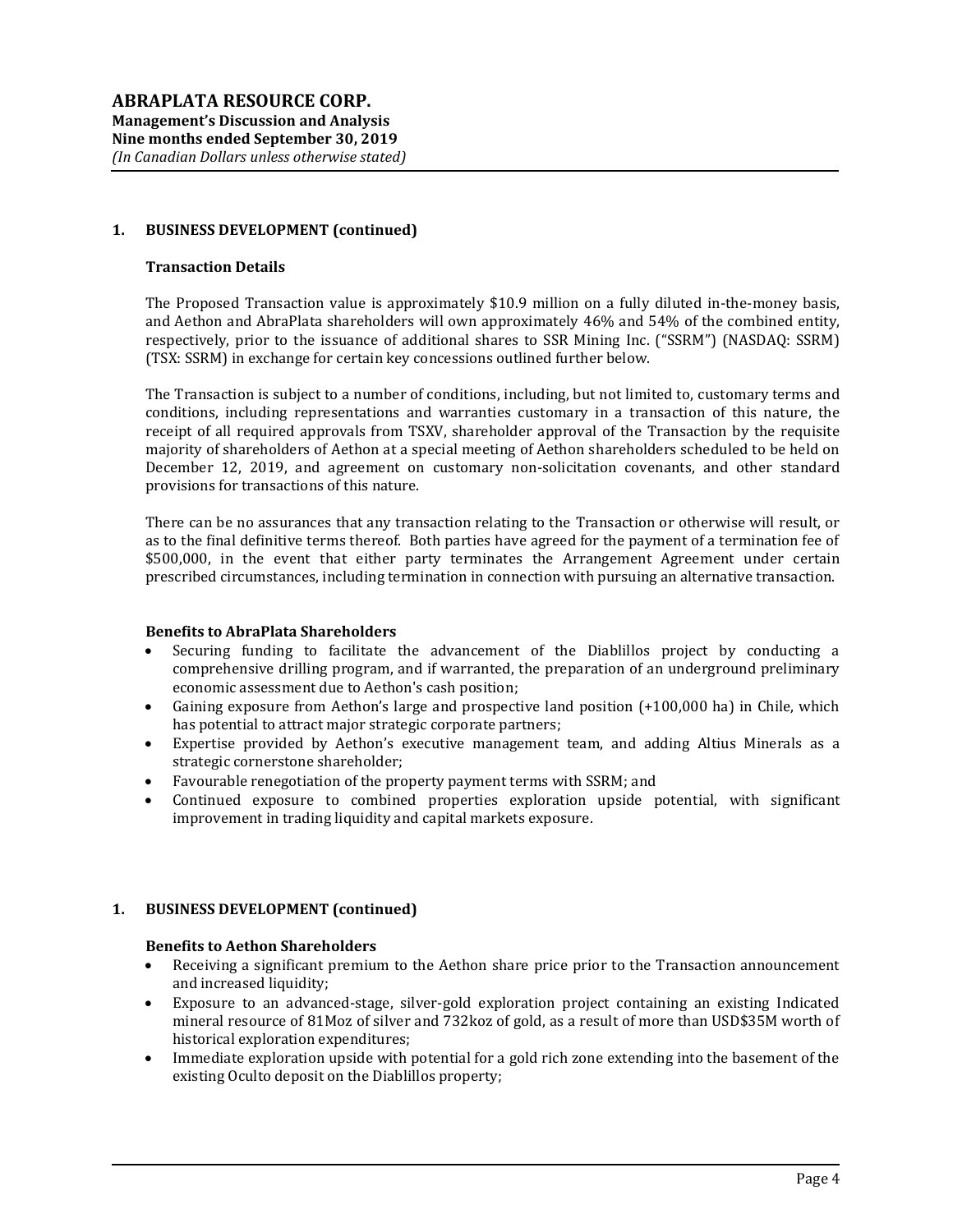## 1. BUSINESS DEVELOPMENT (continued)

### Transaction Details

The Proposed Transaction value is approximately $10.9 million on a fully diluted in-the-money basis, and Aethon and AbraPlata shareholders will own approximately 46% and 54% of the combined entity, respectively, prior to the issuance of additional shares to SSR Mining Inc. ("SSRM") (NASDAQ: SSRM) (TSX: SSRM) in exchange for certain key concessions outlined further below.

The Transaction is subject to a number of conditions, including, but not limited to, customary terms and conditions, including representations and warranties customary in a transaction of this nature, the receipt of all required approvals from TSXV, shareholder approval of the Transaction by the requisite majority of shareholders of Aethon at a special meeting of Aethon shareholders scheduled to be held on December 12, 2019, and agreement on customary non-solicitation covenants, and other standard provisions for transactions of this nature.

There can be no assurances that any transaction relating to the Transaction or otherwise will result, or as to the final definitive terms thereof. Both parties have agreed for the payment of a termination fee of $500,000, in the event that either party terminates the Arrangement Agreement under certain prescribed circumstances, including termination in connection with pursuing an alternative transaction.

### Benefits to AbraPlata Shareholders

- Securing funding to facilitate the advancement of the Diablillos project by conducting a comprehensive drilling program, and if warranted, the preparation of an underground preliminary economic assessment due to Aethon's cash position;
- Gaining exposure from Aethon's large and prospective land position (+100,000 ha) in Chile, which has potential to attract major strategic corporate partners;
- Expertise provided by Aethon's executive management team, and adding Altius Minerals as a strategic cornerstone shareholder;
- Favourable renegotiation of the property payment terms with SSRM; and
- Continued exposure to combined properties exploration upside potential, with significant improvement in trading liquidity and capital markets exposure.

## 1. BUSINESS DEVELOPMENT (continued)

### Benefits to Aethon Shareholders

- Receiving a significant premium to the Aethon share price prior to the Transaction announcement and increased liquidity;
- Exposure to an advanced-stage, silver-gold exploration project containing an existing Indicated mineral resource of 81Moz of silver and 732koz of gold, as a result of more than USD$35M worth of historical exploration expenditures;
- Immediate exploration upside with potential for a gold rich zone extending into the basement of the existing Oculto deposit on the Diablillos property;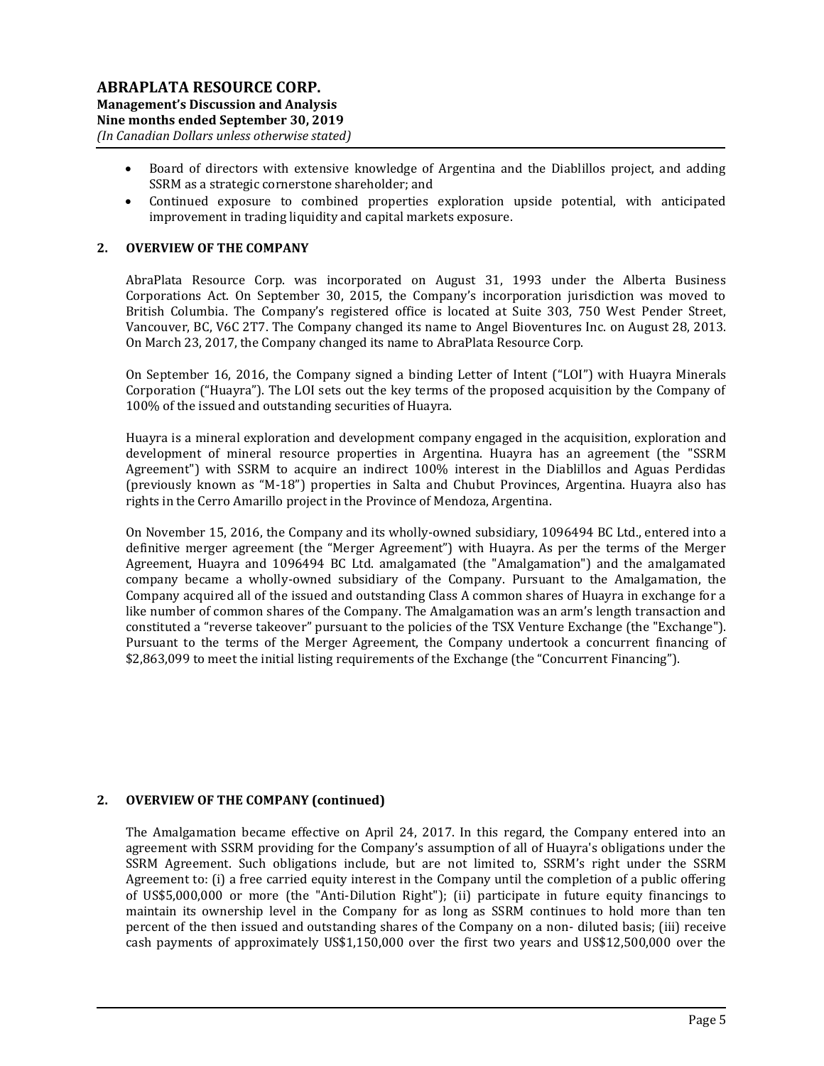- Board of directors with extensive knowledge of Argentina and the Diablillos project, and adding SSRM as a strategic cornerstone shareholder; and
- Continued exposure to combined properties exploration upside potential, with anticipated improvement in trading liquidity and capital markets exposure.

## 2. OVERVIEW OF THE COMPANY

AbraPlata Resource Corp. was incorporated on August 31, 1993 under the Alberta Business Corporations Act. On September 30, 2015, the Company's incorporation jurisdiction was moved to British Columbia. The Company's registered office is located at Suite 303, 750 West Pender Street, Vancouver, BC, V6C 2T7. The Company changed its name to Angel Bioventures Inc. on August 28, 2013. On March 23, 2017, the Company changed its name to AbraPlata Resource Corp.

On September 16, 2016, the Company signed a binding Letter of Intent ("LOI") with Huayra Minerals Corporation ("Huayra"). The LOI sets out the key terms of the proposed acquisition by the Company of 100% of the issued and outstanding securities of Huayra.

Huayra is a mineral exploration and development company engaged in the acquisition, exploration and development of mineral resource properties in Argentina. Huayra has an agreement (the "SSRM Agreement") with SSRM to acquire an indirect 100% interest in the Diablillos and Aguas Perdidas (previously known as "M-18") properties in Salta and Chubut Provinces, Argentina. Huayra also has rights in the Cerro Amarillo project in the Province of Mendoza, Argentina.

On November 15, 2016, the Company and its wholly-owned subsidiary, 1096494 BC Ltd., entered into a definitive merger agreement (the "Merger Agreement") with Huayra. As per the terms of the Merger Agreement, Huayra and 1096494 BC Ltd. amalgamated (the "Amalgamation") and the amalgamated company became a wholly-owned subsidiary of the Company. Pursuant to the Amalgamation, the Company acquired all of the issued and outstanding Class A common shares of Huayra in exchange for a like number of common shares of the Company. The Amalgamation was an arm's length transaction and constituted a "reverse takeover" pursuant to the policies of the TSX Venture Exchange (the "Exchange"). Pursuant to the terms of the Merger Agreement, the Company undertook a concurrent financing of $2,863,099 to meet the initial listing requirements of the Exchange (the "Concurrent Financing").

## 2. OVERVIEW OF THE COMPANY (continued)

The Amalgamation became effective on April 24, 2017. In this regard, the Company entered into an agreement with SSRM providing for the Company's assumption of all of Huayra's obligations under the SSRM Agreement. Such obligations include, but are not limited to, SSRM's right under the SSRM Agreement to: (i) a free carried equity interest in the Company until the completion of a public offering of US$5,000,000 or more (the "Anti-Dilution Right"); (ii) participate in future equity financings to maintain its ownership level in the Company for as long as SSRM continues to hold more than ten percent of the then issued and outstanding shares of the Company on a non- diluted basis; (iii) receive cash payments of approximately US$1,150,000 over the first two years and US$12,500,000 over the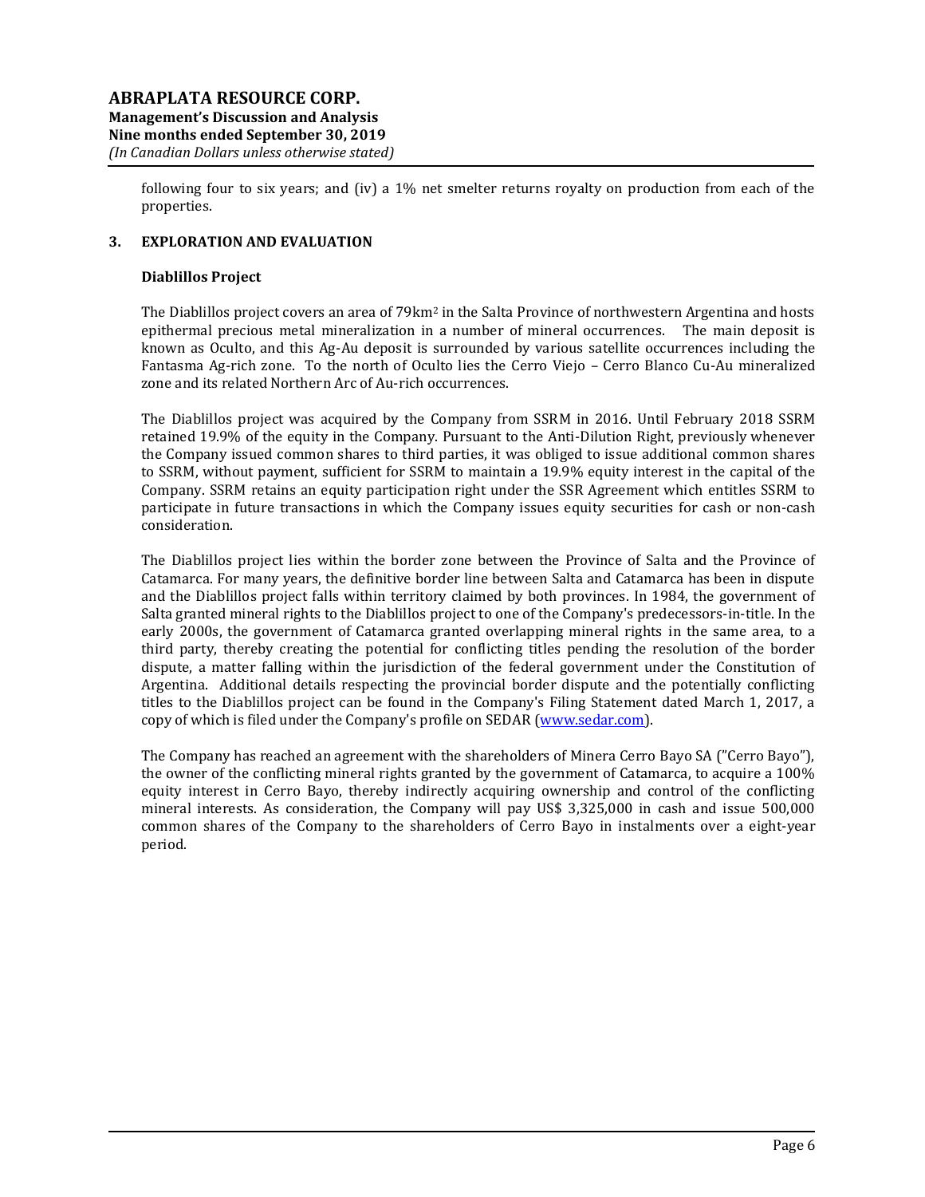following four to six years; and (iv) a 1% net smelter returns royalty on production from each of the properties.

## 3. EXPLORATION AND EVALUATION

### Diablillos Project

The Diablillos project covers an area of 79km$^2$ in the Salta Province of northwestern Argentina and hosts epithermal precious metal mineralization in a number of mineral occurrences. The main deposit is known as Oculto, and this Ag-Au deposit is surrounded by various satellite occurrences including the Fantasma Ag-rich zone. To the north of Oculto lies the Cerro Viejo – Cerro Blanco Cu-Au mineralized zone and its related Northern Arc of Au-rich occurrences.

The Diablillos project was acquired by the Company from SSRM in 2016. Until February 2018 SSRM retained 19.9% of the equity in the Company. Pursuant to the Anti-Dilution Right, previously whenever the Company issued common shares to third parties, it was obliged to issue additional common shares to SSRM, without payment, sufficient for SSRM to maintain a 19.9% equity interest in the capital of the Company. SSRM retains an equity participation right under the SSR Agreement which entitles SSRM to participate in future transactions in which the Company issues equity securities for cash or non-cash consideration.

The Diablillos project lies within the border zone between the Province of Salta and the Province of Catamarca. For many years, the definitive border line between Salta and Catamarca has been in dispute and the Diablillos project falls within territory claimed by both provinces. In 1984, the government of Salta granted mineral rights to the Diablillos project to one of the Company's predecessors-in-title. In the early 2000s, the government of Catamarca granted overlapping mineral rights in the same area, to a third party, thereby creating the potential for conflicting titles pending the resolution of the border dispute, a matter falling within the jurisdiction of the federal government under the Constitution of Argentina. Additional details respecting the provincial border dispute and the potentially conflicting titles to the Diablillos project can be found in the Company's Filing Statement dated March 1, 2017, a copy of which is filed under the Company's profile on SEDAR (www.sedar.com).

The Company has reached an agreement with the shareholders of Minera Cerro Bayo SA ("Cerro Bayo"), the owner of the conflicting mineral rights granted by the government of Catamarca, to acquire a 100% equity interest in Cerro Bayo, thereby indirectly acquiring ownership and control of the conflicting mineral interests. As consideration, the Company will pay US$ 3,325,000 in cash and issue 500,000 common shares of the Company to the shareholders of Cerro Bayo in instalments over a eight-year period.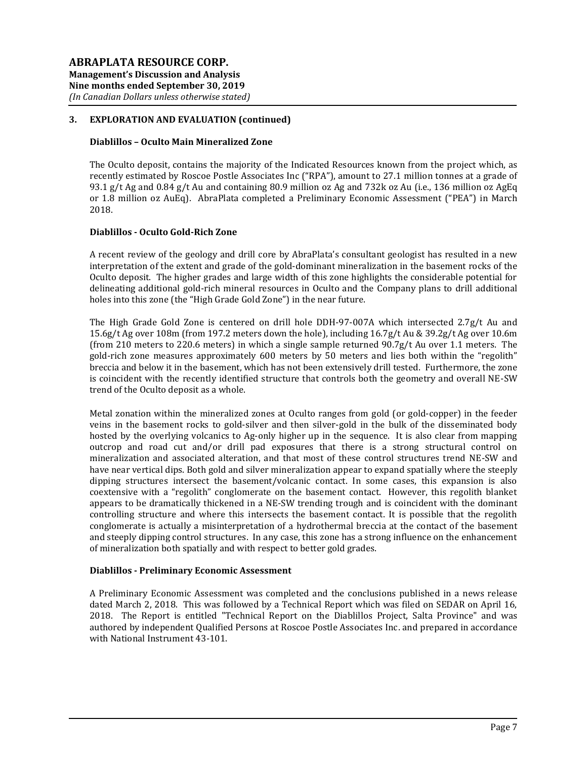## 3. EXPLORATION AND EVALUATION (continued)

### Diablillos – Oculto Main Mineralized Zone

The Oculto deposit, contains the majority of the Indicated Resources known from the project which, as recently estimated by Roscoe Postle Associates Inc ("RPA"), amount to 27.1 million tonnes at a grade of 93.1 g/t Ag and 0.84 g/t Au and containing 80.9 million oz Ag and 732k oz Au (i.e., 136 million oz AgEq or 1.8 million oz AuEq). AbraPlata completed a Preliminary Economic Assessment ("PEA") in March 2018.

### Diablillos - Oculto Gold-Rich Zone

A recent review of the geology and drill core by AbraPlata's consultant geologist has resulted in a new interpretation of the extent and grade of the gold-dominant mineralization in the basement rocks of the Oculto deposit. The higher grades and large width of this zone highlights the considerable potential for delineating additional gold-rich mineral resources in Oculto and the Company plans to drill additional holes into this zone (the "High Grade Gold Zone") in the near future.

The High Grade Gold Zone is centered on drill hole DDH-97-007A which intersected 2.7g/t Au and 15.6g/t Ag over 108m (from 197.2 meters down the hole), including 16.7g/t Au & 39.2g/t Ag over 10.6m (from 210 meters to 220.6 meters) in which a single sample returned 90.7g/t Au over 1.1 meters. The gold-rich zone measures approximately 600 meters by 50 meters and lies both within the "regolith" breccia and below it in the basement, which has not been extensively drill tested. Furthermore, the zone is coincident with the recently identified structure that controls both the geometry and overall NE-SW trend of the Oculto deposit as a whole.

Metal zonation within the mineralized zones at Oculto ranges from gold (or gold-copper) in the feeder veins in the basement rocks to gold-silver and then silver-gold in the bulk of the disseminated body hosted by the overlying volcanics to Ag-only higher up in the sequence. It is also clear from mapping outcrop and road cut and/or drill pad exposures that there is a strong structural control on mineralization and associated alteration, and that most of these control structures trend NE-SW and have near vertical dips. Both gold and silver mineralization appear to expand spatially where the steeply dipping structures intersect the basement/volcanic contact. In some cases, this expansion is also coextensive with a "regolith" conglomerate on the basement contact. However, this regolith blanket appears to be dramatically thickened in a NE-SW trending trough and is coincident with the dominant controlling structure and where this intersects the basement contact. It is possible that the regolith conglomerate is actually a misinterpretation of a hydrothermal breccia at the contact of the basement and steeply dipping control structures. In any case, this zone has a strong influence on the enhancement of mineralization both spatially and with respect to better gold grades.

### Diablillos - Preliminary Economic Assessment

A Preliminary Economic Assessment was completed and the conclusions published in a news release dated March 2, 2018. This was followed by a Technical Report which was filed on SEDAR on April 16, 2018. The Report is entitled "Technical Report on the Diablillos Project, Salta Province" and was authored by independent Qualified Persons at Roscoe Postle Associates Inc. and prepared in accordance with National Instrument 43-101.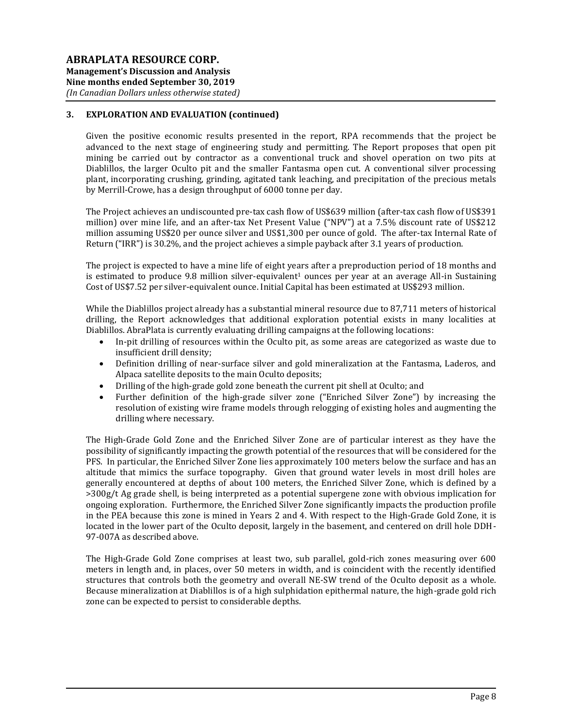## 3. EXPLORATION AND EVALUATION (continued)

Given the positive economic results presented in the report, RPA recommends that the project be advanced to the next stage of engineering study and permitting. The Report proposes that open pit mining be carried out by contractor as a conventional truck and shovel operation on two pits at Diablillos, the larger Oculto pit and the smaller Fantasma open cut. A conventional silver processing plant, incorporating crushing, grinding, agitated tank leaching, and precipitation of the precious metals by Merrill-Crowe, has a design throughput of 6000 tonne per day.

The Project achieves an undiscounted pre-tax cash flow of US$639 million (after-tax cash flow of US$391 million) over mine life, and an after-tax Net Present Value ("NPV") at a 7.5% discount rate of US$212 million assuming US$20 per ounce silver and US$1,300 per ounce of gold. The after-tax Internal Rate of Return ("IRR") is 30.2%, and the project achieves a simple payback after 3.1 years of production.

The project is expected to have a mine life of eight years after a preproduction period of 18 months and is estimated to produce 9.8 million silver-equivalent[1] ounces per year at an average All-in Sustaining Cost of US$7.52 per silver-equivalent ounce. Initial Capital has been estimated at US$293 million.

While the Diablillos project already has a substantial mineral resource due to 87,711 meters of historical drilling, the Report acknowledges that additional exploration potential exists in many localities at Diablillos. AbraPlata is currently evaluating drilling campaigns at the following locations:

- In-pit drilling of resources within the Oculto pit, as some areas are categorized as waste due to insufficient drill density;
- Definition drilling of near-surface silver and gold mineralization at the Fantasma, Laderos, and Alpaca satellite deposits to the main Oculto deposits;
- Drilling of the high-grade gold zone beneath the current pit shell at Oculto; and
- Further definition of the high-grade silver zone ("Enriched Silver Zone") by increasing the resolution of existing wire frame models through relogging of existing holes and augmenting the drilling where necessary.

The High-Grade Gold Zone and the Enriched Silver Zone are of particular interest as they have the possibility of significantly impacting the growth potential of the resources that will be considered for the PFS. In particular, the Enriched Silver Zone lies approximately 100 meters below the surface and has an altitude that mimics the surface topography. Given that ground water levels in most drill holes are generally encountered at depths of about 100 meters, the Enriched Silver Zone, which is defined by a >300g/t Ag grade shell, is being interpreted as a potential supergene zone with obvious implication for ongoing exploration. Furthermore, the Enriched Silver Zone significantly impacts the production profile in the PEA because this zone is mined in Years 2 and 4. With respect to the High-Grade Gold Zone, it is located in the lower part of the Oculto deposit, largely in the basement, and centered on drill hole DDH-97-007A as described above.

The High-Grade Gold Zone comprises at least two, sub parallel, gold-rich zones measuring over 600 meters in length and, in places, over 50 meters in width, and is coincident with the recently identified structures that controls both the geometry and overall NE-SW trend of the Oculto deposit as a whole. Because mineralization at Diablillos is of a high sulphidation epithermal nature, the high-grade gold rich zone can be expected to persist to considerable depths.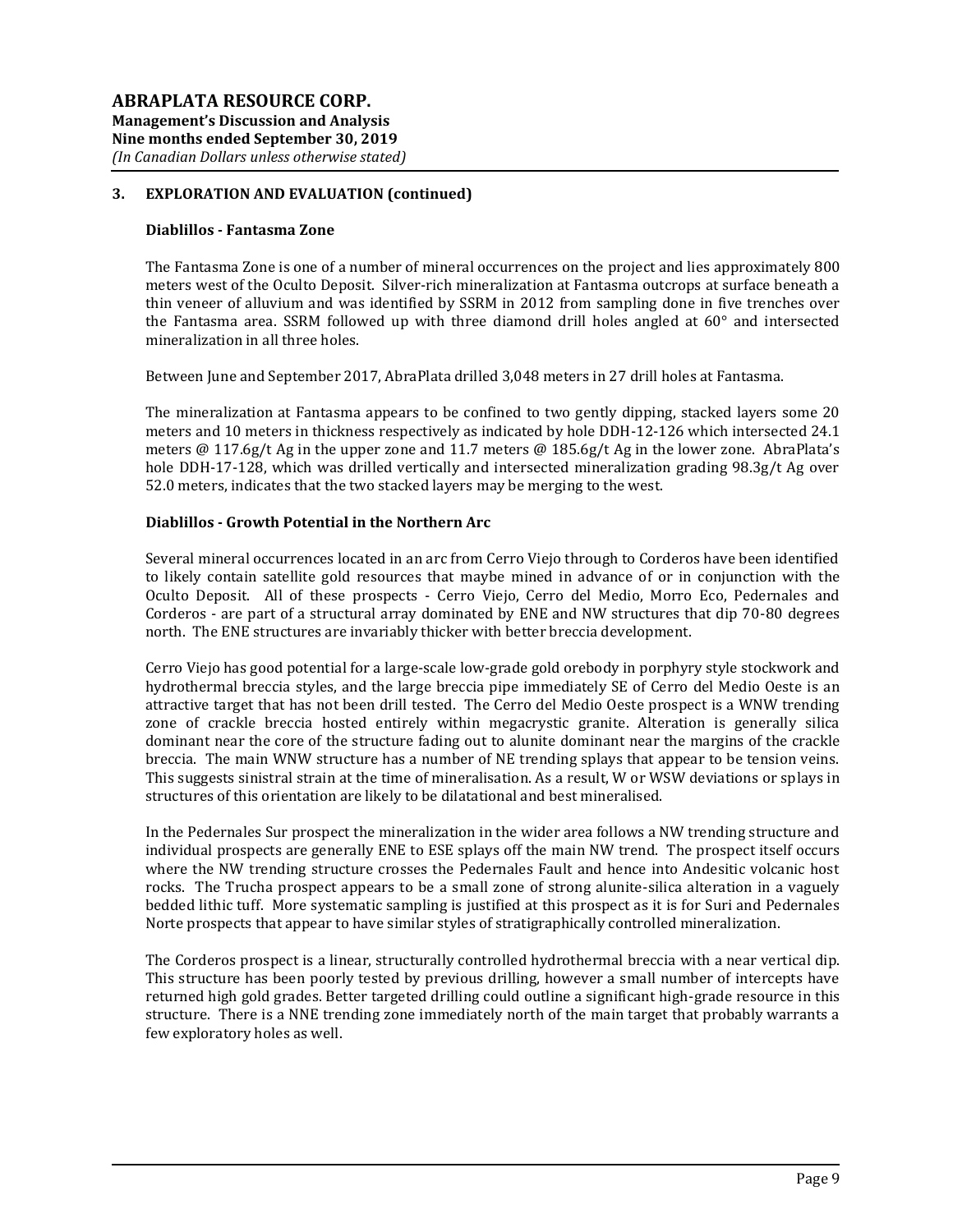## 3. EXPLORATION AND EVALUATION (continued)

### Diablillos - Fantasma Zone

The Fantasma Zone is one of a number of mineral occurrences on the project and lies approximately 800 meters west of the Oculto Deposit. Silver-rich mineralization at Fantasma outcrops at surface beneath a thin veneer of alluvium and was identified by SSRM in 2012 from sampling done in five trenches over the Fantasma area. SSRM followed up with three diamond drill holes angled at 60° and intersected mineralization in all three holes.

Between June and September 2017, AbraPlata drilled 3,048 meters in 27 drill holes at Fantasma.

The mineralization at Fantasma appears to be confined to two gently dipping, stacked layers some 20 meters and 10 meters in thickness respectively as indicated by hole DDH-12-126 which intersected 24.1 meters @ 117.6g/t Ag in the upper zone and 11.7 meters @ 185.6g/t Ag in the lower zone. AbraPlata's hole DDH-17-128, which was drilled vertically and intersected mineralization grading 98.3g/t Ag over 52.0 meters, indicates that the two stacked layers may be merging to the west.

### Diablillos - Growth Potential in the Northern Arc

Several mineral occurrences located in an arc from Cerro Viejo through to Corderos have been identified to likely contain satellite gold resources that maybe mined in advance of or in conjunction with the Oculto Deposit. All of these prospects - Cerro Viejo, Cerro del Medio, Morro Eco, Pedernales and Corderos - are part of a structural array dominated by ENE and NW structures that dip 70-80 degrees north. The ENE structures are invariably thicker with better breccia development.

Cerro Viejo has good potential for a large-scale low-grade gold orebody in porphyry style stockwork and hydrothermal breccia styles, and the large breccia pipe immediately SE of Cerro del Medio Oeste is an attractive target that has not been drill tested. The Cerro del Medio Oeste prospect is a WNW trending zone of crackle breccia hosted entirely within megacrystic granite. Alteration is generally silica dominant near the core of the structure fading out to alunite dominant near the margins of the crackle breccia. The main WNW structure has a number of NE trending splays that appear to be tension veins. This suggests sinistral strain at the time of mineralisation. As a result, W or WSW deviations or splays in structures of this orientation are likely to be dilatational and best mineralised.

In the Pedernales Sur prospect the mineralization in the wider area follows a NW trending structure and individual prospects are generally ENE to ESE splays off the main NW trend. The prospect itself occurs where the NW trending structure crosses the Pedernales Fault and hence into Andesitic volcanic host rocks. The Trucha prospect appears to be a small zone of strong alunite-silica alteration in a vaguely bedded lithic tuff. More systematic sampling is justified at this prospect as it is for Suri and Pedernales Norte prospects that appear to have similar styles of stratigraphically controlled mineralization.

The Corderos prospect is a linear, structurally controlled hydrothermal breccia with a near vertical dip. This structure has been poorly tested by previous drilling, however a small number of intercepts have returned high gold grades. Better targeted drilling could outline a significant high-grade resource in this structure. There is a NNE trending zone immediately north of the main target that probably warrants a few exploratory holes as well.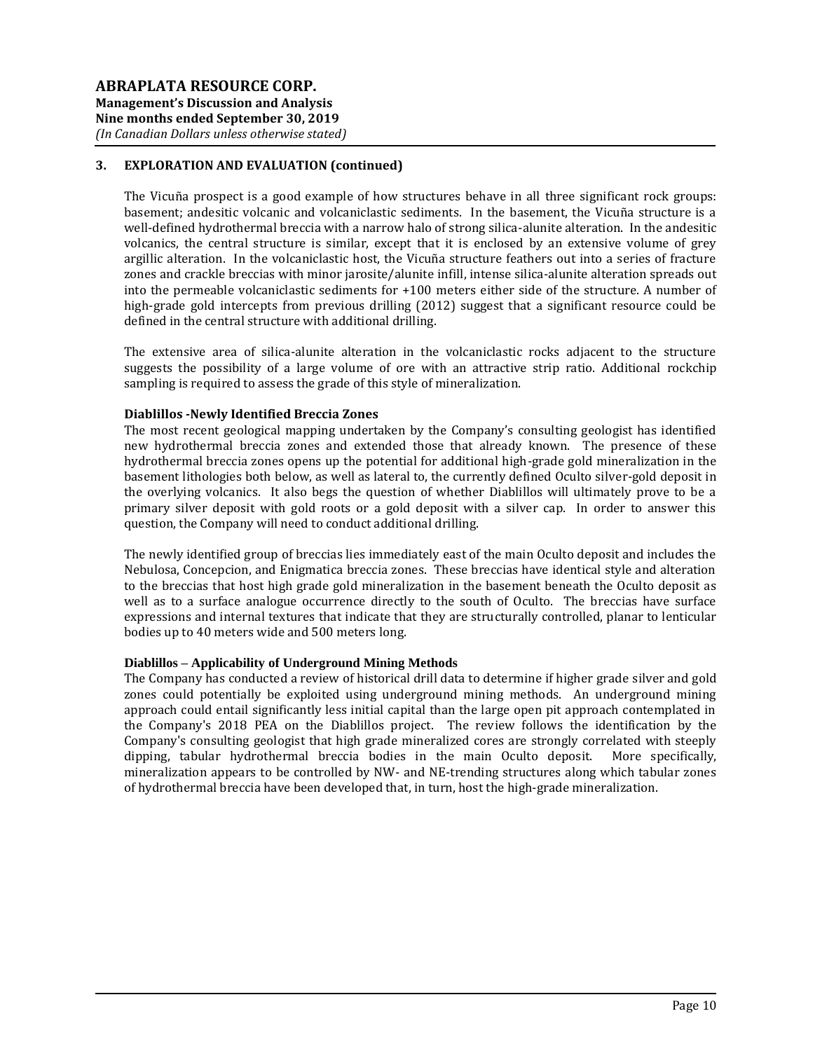## 3. EXPLORATION AND EVALUATION (continued)

The Vicuña prospect is a good example of how structures behave in all three significant rock groups: basement; andesitic volcanic and volcaniclastic sediments. In the basement, the Vicuña structure is a well-defined hydrothermal breccia with a narrow halo of strong silica-alunite alteration. In the andesitic volcanics, the central structure is similar, except that it is enclosed by an extensive volume of grey argillic alteration. In the volcaniclastic host, the Vicuña structure feathers out into a series of fracture zones and crackle breccias with minor jarosite/alunite infill, intense silica-alunite alteration spreads out into the permeable volcaniclastic sediments for +100 meters either side of the structure. A number of high-grade gold intercepts from previous drilling (2012) suggest that a significant resource could be defined in the central structure with additional drilling.

The extensive area of silica-alunite alteration in the volcaniclastic rocks adjacent to the structure suggests the possibility of a large volume of ore with an attractive strip ratio. Additional rockchip sampling is required to assess the grade of this style of mineralization.

### Diablillos -Newly Identified Breccia Zones

The most recent geological mapping undertaken by the Company's consulting geologist has identified new hydrothermal breccia zones and extended those that already known. The presence of these hydrothermal breccia zones opens up the potential for additional high-grade gold mineralization in the basement lithologies both below, as well as lateral to, the currently defined Oculto silver-gold deposit in the overlying volcanics. It also begs the question of whether Diablillos will ultimately prove to be a primary silver deposit with gold roots or a gold deposit with a silver cap. In order to answer this question, the Company will need to conduct additional drilling.

The newly identified group of breccias lies immediately east of the main Oculto deposit and includes the Nebulosa, Concepcion, and Enigmatica breccia zones. These breccias have identical style and alteration to the breccias that host high grade gold mineralization in the basement beneath the Oculto deposit as well as to a surface analogue occurrence directly to the south of Oculto. The breccias have surface expressions and internal textures that indicate that they are structurally controlled, planar to lenticular bodies up to 40 meters wide and 500 meters long.

### Diablillos – Applicability of Underground Mining Methods

The Company has conducted a review of historical drill data to determine if higher grade silver and gold zones could potentially be exploited using underground mining methods. An underground mining approach could entail significantly less initial capital than the large open pit approach contemplated in the Company's 2018 PEA on the Diablillos project. The review follows the identification by the Company's consulting geologist that high grade mineralized cores are strongly correlated with steeply dipping, tabular hydrothermal breccia bodies in the main Oculto deposit. More specifically, mineralization appears to be controlled by NW- and NE-trending structures along which tabular zones of hydrothermal breccia have been developed that, in turn, host the high-grade mineralization.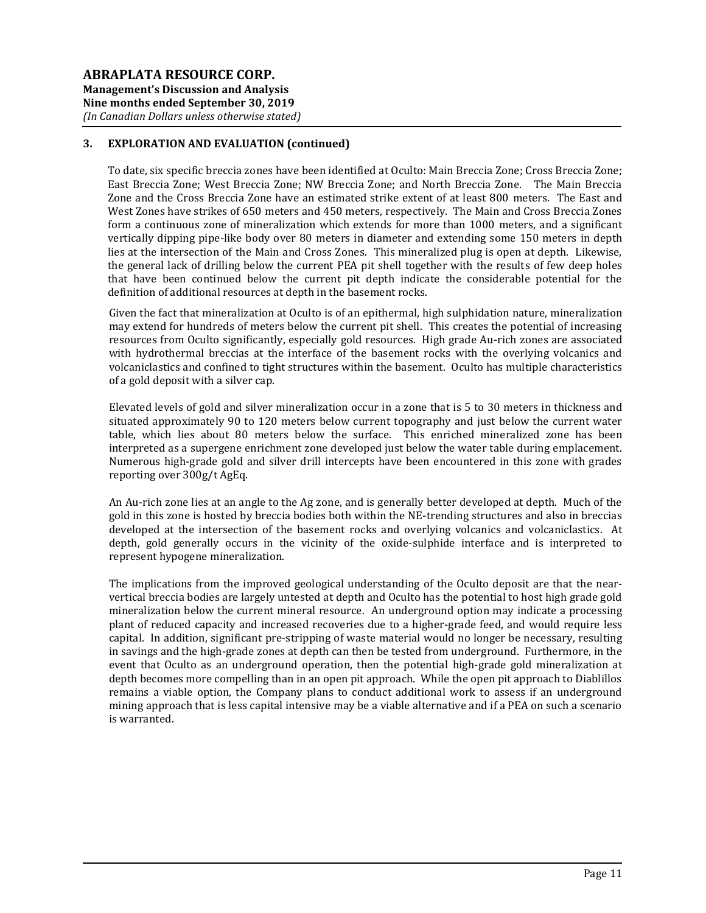## 3. EXPLORATION AND EVALUATION (continued)

To date, six specific breccia zones have been identified at Oculto: Main Breccia Zone; Cross Breccia Zone; East Breccia Zone; West Breccia Zone; NW Breccia Zone; and North Breccia Zone. The Main Breccia Zone and the Cross Breccia Zone have an estimated strike extent of at least 800 meters. The East and West Zones have strikes of 650 meters and 450 meters, respectively. The Main and Cross Breccia Zones form a continuous zone of mineralization which extends for more than 1000 meters, and a significant vertically dipping pipe-like body over 80 meters in diameter and extending some 150 meters in depth lies at the intersection of the Main and Cross Zones. This mineralized plug is open at depth. Likewise, the general lack of drilling below the current PEA pit shell together with the results of few deep holes that have been continued below the current pit depth indicate the considerable potential for the definition of additional resources at depth in the basement rocks.

Given the fact that mineralization at Oculto is of an epithermal, high sulphidation nature, mineralization may extend for hundreds of meters below the current pit shell. This creates the potential of increasing resources from Oculto significantly, especially gold resources. High grade Au-rich zones are associated with hydrothermal breccias at the interface of the basement rocks with the overlying volcanics and volcaniclastics and confined to tight structures within the basement. Oculto has multiple characteristics of a gold deposit with a silver cap.

Elevated levels of gold and silver mineralization occur in a zone that is 5 to 30 meters in thickness and situated approximately 90 to 120 meters below current topography and just below the current water table, which lies about 80 meters below the surface. This enriched mineralized zone has been interpreted as a supergene enrichment zone developed just below the water table during emplacement. Numerous high-grade gold and silver drill intercepts have been encountered in this zone with grades reporting over 300g/t AgEq.

An Au-rich zone lies at an angle to the Ag zone, and is generally better developed at depth. Much of the gold in this zone is hosted by breccia bodies both within the NE-trending structures and also in breccias developed at the intersection of the basement rocks and overlying volcanics and volcaniclastics. At depth, gold generally occurs in the vicinity of the oxide-sulphide interface and is interpreted to represent hypogene mineralization.

The implications from the improved geological understanding of the Oculto deposit are that the near-vertical breccia bodies are largely untested at depth and Oculto has the potential to host high grade gold mineralization below the current mineral resource. An underground option may indicate a processing plant of reduced capacity and increased recoveries due to a higher-grade feed, and would require less capital. In addition, significant pre-stripping of waste material would no longer be necessary, resulting in savings and the high-grade zones at depth can then be tested from underground. Furthermore, in the event that Oculto as an underground operation, then the potential high-grade gold mineralization at depth becomes more compelling than in an open pit approach. While the open pit approach to Diablillos remains a viable option, the Company plans to conduct additional work to assess if an underground mining approach that is less capital intensive may be a viable alternative and if a PEA on such a scenario is warranted.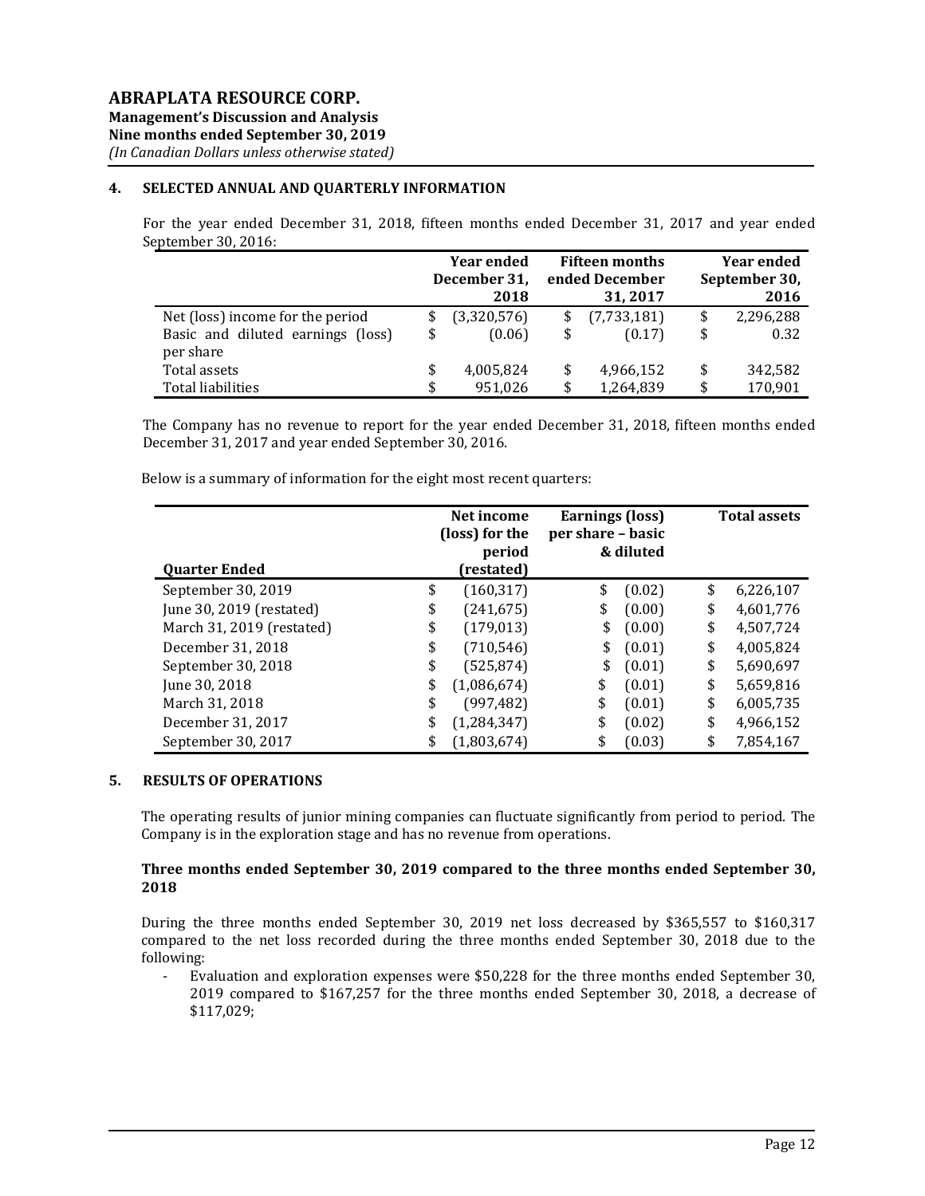## 4. SELECTED ANNUAL AND QUARTERLY INFORMATION

For the year ended December 31, 2018, fifteen months ended December 31, 2017 and year ended September 30, 2016:

| | Year ended December 31, 2018 | Fifteen months ended December 31, 2017 | Year ended September 30, 2016 |
|---|---|---|---|
| Net (loss) income for the period | $ (3,320,576) | $ (7,733,181) | $ 2,296,288 |
| Basic and diluted earnings (loss) per share | $ (0.06) | $ (0.17) | $ 0.32 |
| Total assets | $ 4,005,824 | $ 4,966,152 | $ 342,582 |
| Total liabilities | $ 951,026 | $ 1,264,839 | $ 170,901 |

The Company has no revenue to report for the year ended December 31, 2018, fifteen months ended December 31, 2017 and year ended September 30, 2016.

Below is a summary of information for the eight most recent quarters:

| Quarter Ended | Net income (loss) for the period (restated) | Earnings (loss) per share – basic & diluted | Total assets |
|---|---|---|---|
| September 30, 2019 | $ (160,317) | $ (0.02) | $ 6,226,107 |
| June 30, 2019 (restated) | $ (241,675) | $ (0.00) | $ 4,601,776 |
| March 31, 2019 (restated) | $ (179,013) | $ (0.00) | $ 4,507,724 |
| December 31, 2018 | $ (710,546) | $ (0.01) | $ 4,005,824 |
| September 30, 2018 | $ (525,874) | $ (0.01) | $ 5,690,697 |
| June 30, 2018 | $ (1,086,674) | $ (0.01) | $ 5,659,816 |
| March 31, 2018 | $ (997,482) | $ (0.01) | $ 6,005,735 |
| December 31, 2017 | $ (1,284,347) | $ (0.02) | $ 4,966,152 |
| September 30, 2017 | $ (1,803,674) | $ (0.03) | $ 7,854,167 |

## 5. RESULTS OF OPERATIONS

The operating results of junior mining companies can fluctuate significantly from period to period. The Company is in the exploration stage and has no revenue from operations.

### Three months ended September 30, 2019 compared to the three months ended September 30, 2018

During the three months ended September 30, 2019 net loss decreased by $365,557 to $160,317 compared to the net loss recorded during the three months ended September 30, 2018 due to the following:

- Evaluation and exploration expenses were $50,228 for the three months ended September 30, 2019 compared to $167,257 for the three months ended September 30, 2018, a decrease of $117,029;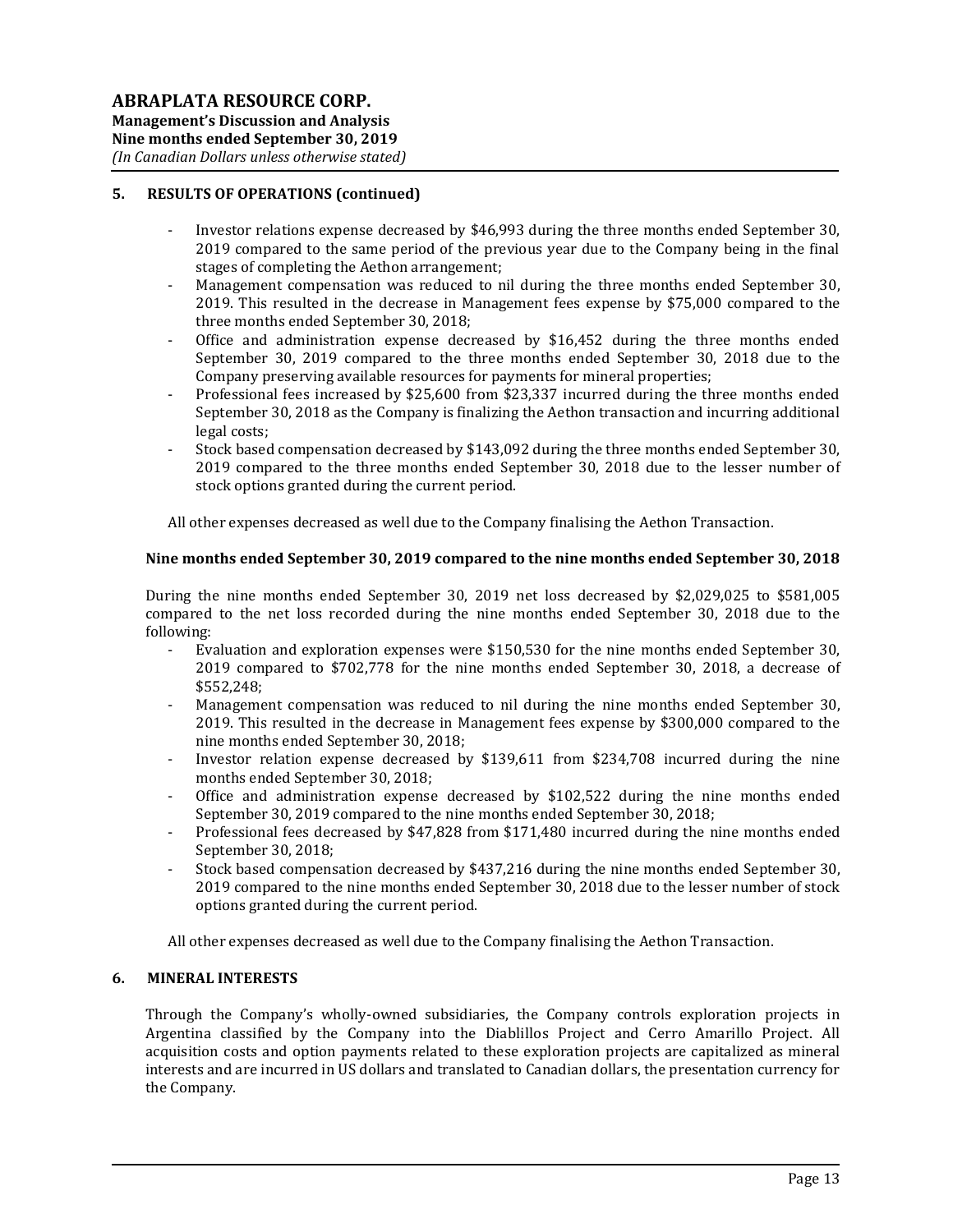## 5. RESULTS OF OPERATIONS (continued)

- Investor relations expense decreased by $46,993 during the three months ended September 30, 2019 compared to the same period of the previous year due to the Company being in the final stages of completing the Aethon arrangement;
- Management compensation was reduced to nil during the three months ended September 30, 2019. This resulted in the decrease in Management fees expense by $75,000 compared to the three months ended September 30, 2018;
- Office and administration expense decreased by $16,452 during the three months ended September 30, 2019 compared to the three months ended September 30, 2018 due to the Company preserving available resources for payments for mineral properties;
- Professional fees increased by $25,600 from $23,337 incurred during the three months ended September 30, 2018 as the Company is finalizing the Aethon transaction and incurring additional legal costs;
- Stock based compensation decreased by $143,092 during the three months ended September 30, 2019 compared to the three months ended September 30, 2018 due to the lesser number of stock options granted during the current period.

All other expenses decreased as well due to the Company finalising the Aethon Transaction.

### Nine months ended September 30, 2019 compared to the nine months ended September 30, 2018

During the nine months ended September 30, 2019 net loss decreased by $2,029,025 to $581,005 compared to the net loss recorded during the nine months ended September 30, 2018 due to the following:

- Evaluation and exploration expenses were $150,530 for the nine months ended September 30, 2019 compared to $702,778 for the nine months ended September 30, 2018, a decrease of $552,248;
- Management compensation was reduced to nil during the nine months ended September 30, 2019. This resulted in the decrease in Management fees expense by $300,000 compared to the nine months ended September 30, 2018;
- Investor relation expense decreased by $139,611 from $234,708 incurred during the nine months ended September 30, 2018;
- Office and administration expense decreased by $102,522 during the nine months ended September 30, 2019 compared to the nine months ended September 30, 2018;
- Professional fees decreased by $47,828 from $171,480 incurred during the nine months ended September 30, 2018;
- Stock based compensation decreased by $437,216 during the nine months ended September 30, 2019 compared to the nine months ended September 30, 2018 due to the lesser number of stock options granted during the current period.

All other expenses decreased as well due to the Company finalising the Aethon Transaction.

## 6. MINERAL INTERESTS

Through the Company's wholly-owned subsidiaries, the Company controls exploration projects in Argentina classified by the Company into the Diablillos Project and Cerro Amarillo Project. All acquisition costs and option payments related to these exploration projects are capitalized as mineral interests and are incurred in US dollars and translated to Canadian dollars, the presentation currency for the Company.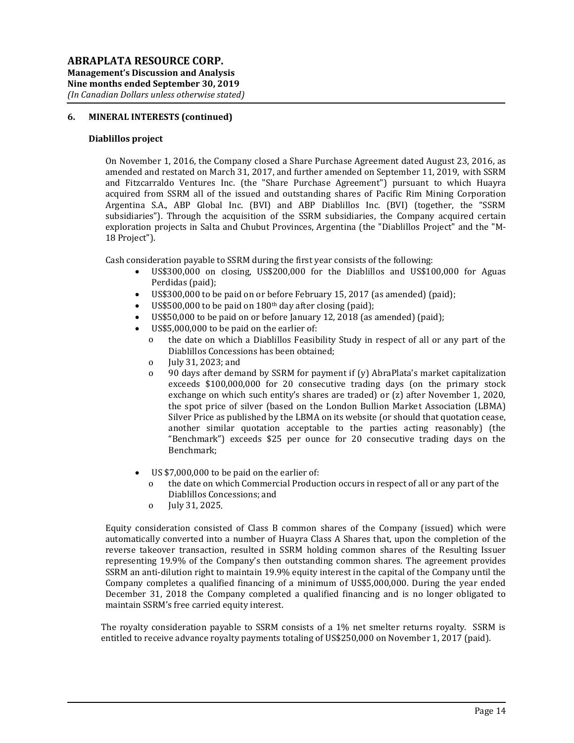## 6. MINERAL INTERESTS (continued)

### Diablillos project

On November 1, 2016, the Company closed a Share Purchase Agreement dated August 23, 2016, as amended and restated on March 31, 2017, and further amended on September 11, 2019, with SSRM and Fitzcarraldo Ventures Inc. (the "Share Purchase Agreement") pursuant to which Huayra acquired from SSRM all of the issued and outstanding shares of Pacific Rim Mining Corporation Argentina S.A., ABP Global Inc. (BVI) and ABP Diablillos Inc. (BVI) (together, the "SSRM subsidiaries"). Through the acquisition of the SSRM subsidiaries, the Company acquired certain exploration projects in Salta and Chubut Provinces, Argentina (the "Diablillos Project" and the "M-18 Project").

Cash consideration payable to SSRM during the first year consists of the following:

- US$300,000 on closing, US$200,000 for the Diablillos and US$100,000 for Aguas Perdidas (paid);
- US$300,000 to be paid on or before February 15, 2017 (as amended) (paid);
- US$500,000 to be paid on 180th day after closing (paid);
- US$50,000 to be paid on or before January 12, 2018 (as amended) (paid);
- US$5,000,000 to be paid on the earlier of:
  - the date on which a Diablillos Feasibility Study in respect of all or any part of the Diablillos Concessions has been obtained;
  - July 31, 2023; and
  - 90 days after demand by SSRM for payment if (y) AbraPlata's market capitalization exceeds $100,000,000 for 20 consecutive trading days (on the primary stock exchange on which such entity's shares are traded) or (z) after November 1, 2020, the spot price of silver (based on the London Bullion Market Association (LBMA) Silver Price as published by the LBMA on its website (or should that quotation cease, another similar quotation acceptable to the parties acting reasonably) (the "Benchmark") exceeds $25 per ounce for 20 consecutive trading days on the Benchmark;
- US $7,000,000 to be paid on the earlier of:
  - the date on which Commercial Production occurs in respect of all or any part of the Diablillos Concessions; and
  - July 31, 2025.

Equity consideration consisted of Class B common shares of the Company (issued) which were automatically converted into a number of Huayra Class A Shares that, upon the completion of the reverse takeover transaction, resulted in SSRM holding common shares of the Resulting Issuer representing 19.9% of the Company's then outstanding common shares. The agreement provides SSRM an anti-dilution right to maintain 19.9% equity interest in the capital of the Company until the Company completes a qualified financing of a minimum of US$5,000,000. During the year ended December 31, 2018 the Company completed a qualified financing and is no longer obligated to maintain SSRM's free carried equity interest.

The royalty consideration payable to SSRM consists of a 1% net smelter returns royalty. SSRM is entitled to receive advance royalty payments totaling of US$250,000 on November 1, 2017 (paid).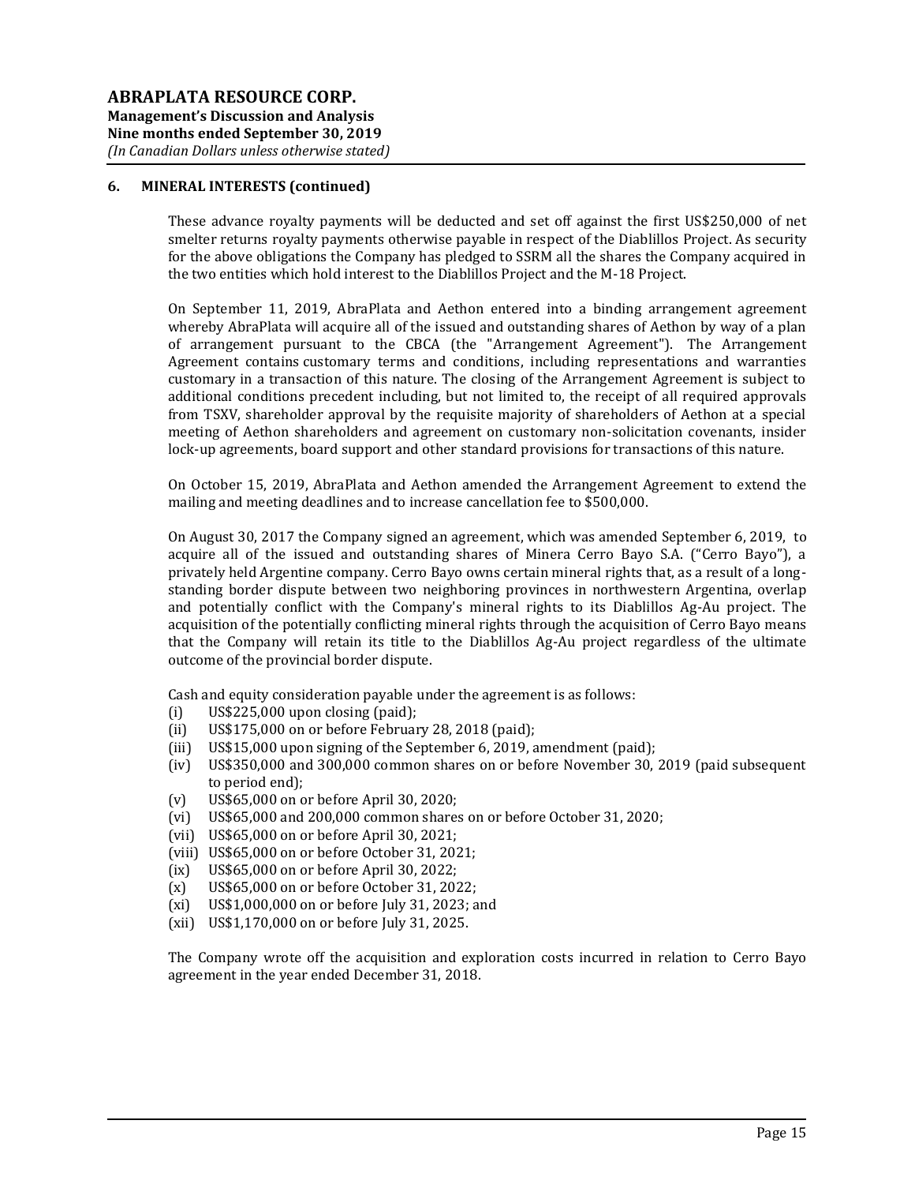## 6. MINERAL INTERESTS (continued)

These advance royalty payments will be deducted and set off against the first US$250,000 of net smelter returns royalty payments otherwise payable in respect of the Diablillos Project. As security for the above obligations the Company has pledged to SSRM all the shares the Company acquired in the two entities which hold interest to the Diablillos Project and the M-18 Project.

On September 11, 2019, AbraPlata and Aethon entered into a binding arrangement agreement whereby AbraPlata will acquire all of the issued and outstanding shares of Aethon by way of a plan of arrangement pursuant to the CBCA (the "Arrangement Agreement"). The Arrangement Agreement contains customary terms and conditions, including representations and warranties customary in a transaction of this nature. The closing of the Arrangement Agreement is subject to additional conditions precedent including, but not limited to, the receipt of all required approvals from TSXV, shareholder approval by the requisite majority of shareholders of Aethon at a special meeting of Aethon shareholders and agreement on customary non-solicitation covenants, insider lock-up agreements, board support and other standard provisions for transactions of this nature.

On October 15, 2019, AbraPlata and Aethon amended the Arrangement Agreement to extend the mailing and meeting deadlines and to increase cancellation fee to $500,000.

On August 30, 2017 the Company signed an agreement, which was amended September 6, 2019, to acquire all of the issued and outstanding shares of Minera Cerro Bayo S.A. ("Cerro Bayo"), a privately held Argentine company. Cerro Bayo owns certain mineral rights that, as a result of a long-standing border dispute between two neighboring provinces in northwestern Argentina, overlap and potentially conflict with the Company's mineral rights to its Diablillos Ag-Au project. The acquisition of the potentially conflicting mineral rights through the acquisition of Cerro Bayo means that the Company will retain its title to the Diablillos Ag-Au project regardless of the ultimate outcome of the provincial border dispute.

Cash and equity consideration payable under the agreement is as follows:

(i) US$225,000 upon closing (paid);
(ii) US$175,000 on or before February 28, 2018 (paid);
(iii) US$15,000 upon signing of the September 6, 2019, amendment (paid);
(iv) US$350,000 and 300,000 common shares on or before November 30, 2019 (paid subsequent to period end);
(v) US$65,000 on or before April 30, 2020;
(vi) US$65,000 and 200,000 common shares on or before October 31, 2020;
(vii) US$65,000 on or before April 30, 2021;
(viii) US$65,000 on or before October 31, 2021;
(ix) US$65,000 on or before April 30, 2022;
(x) US$65,000 on or before October 31, 2022;
(xi) US$1,000,000 on or before July 31, 2023; and
(xii) US$1,170,000 on or before July 31, 2025.

The Company wrote off the acquisition and exploration costs incurred in relation to Cerro Bayo agreement in the year ended December 31, 2018.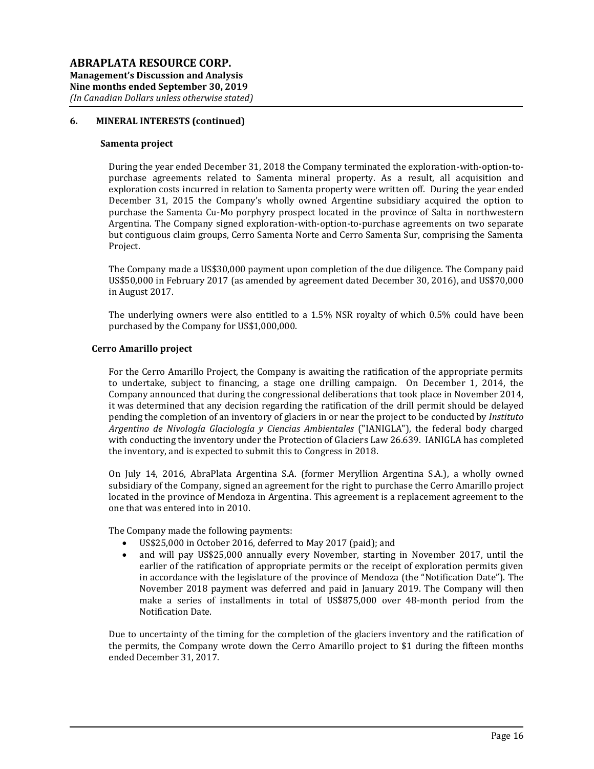## 6. MINERAL INTERESTS (continued)

### Samenta project

During the year ended December 31, 2018 the Company terminated the exploration-with-option-to-purchase agreements related to Samenta mineral property. As a result, all acquisition and exploration costs incurred in relation to Samenta property were written off. During the year ended December 31, 2015 the Company's wholly owned Argentine subsidiary acquired the option to purchase the Samenta Cu-Mo porphyry prospect located in the province of Salta in northwestern Argentina. The Company signed exploration-with-option-to-purchase agreements on two separate but contiguous claim groups, Cerro Samenta Norte and Cerro Samenta Sur, comprising the Samenta Project.

The Company made a US$30,000 payment upon completion of the due diligence. The Company paid US$50,000 in February 2017 (as amended by agreement dated December 30, 2016), and US$70,000 in August 2017.

The underlying owners were also entitled to a 1.5% NSR royalty of which 0.5% could have been purchased by the Company for US$1,000,000.

### Cerro Amarillo project

For the Cerro Amarillo Project, the Company is awaiting the ratification of the appropriate permits to undertake, subject to financing, a stage one drilling campaign. On December 1, 2014, the Company announced that during the congressional deliberations that took place in November 2014, it was determined that any decision regarding the ratification of the drill permit should be delayed pending the completion of an inventory of glaciers in or near the project to be conducted by *Instituto Argentino de Nivología Glaciología y Ciencias Ambientales* ("IANIGLA"), the federal body charged with conducting the inventory under the Protection of Glaciers Law 26.639. IANIGLA has completed the inventory, and is expected to submit this to Congress in 2018.

On July 14, 2016, AbraPlata Argentina S.A. (former Meryllion Argentina S.A.), a wholly owned subsidiary of the Company, signed an agreement for the right to purchase the Cerro Amarillo project located in the province of Mendoza in Argentina. This agreement is a replacement agreement to the one that was entered into in 2010.

The Company made the following payments:

- US$25,000 in October 2016, deferred to May 2017 (paid); and
- and will pay US$25,000 annually every November, starting in November 2017, until the earlier of the ratification of appropriate permits or the receipt of exploration permits given in accordance with the legislature of the province of Mendoza (the "Notification Date"). The November 2018 payment was deferred and paid in January 2019. The Company will then make a series of installments in total of US$875,000 over 48-month period from the Notification Date.

Due to uncertainty of the timing for the completion of the glaciers inventory and the ratification of the permits, the Company wrote down the Cerro Amarillo project to $1 during the fifteen months ended December 31, 2017.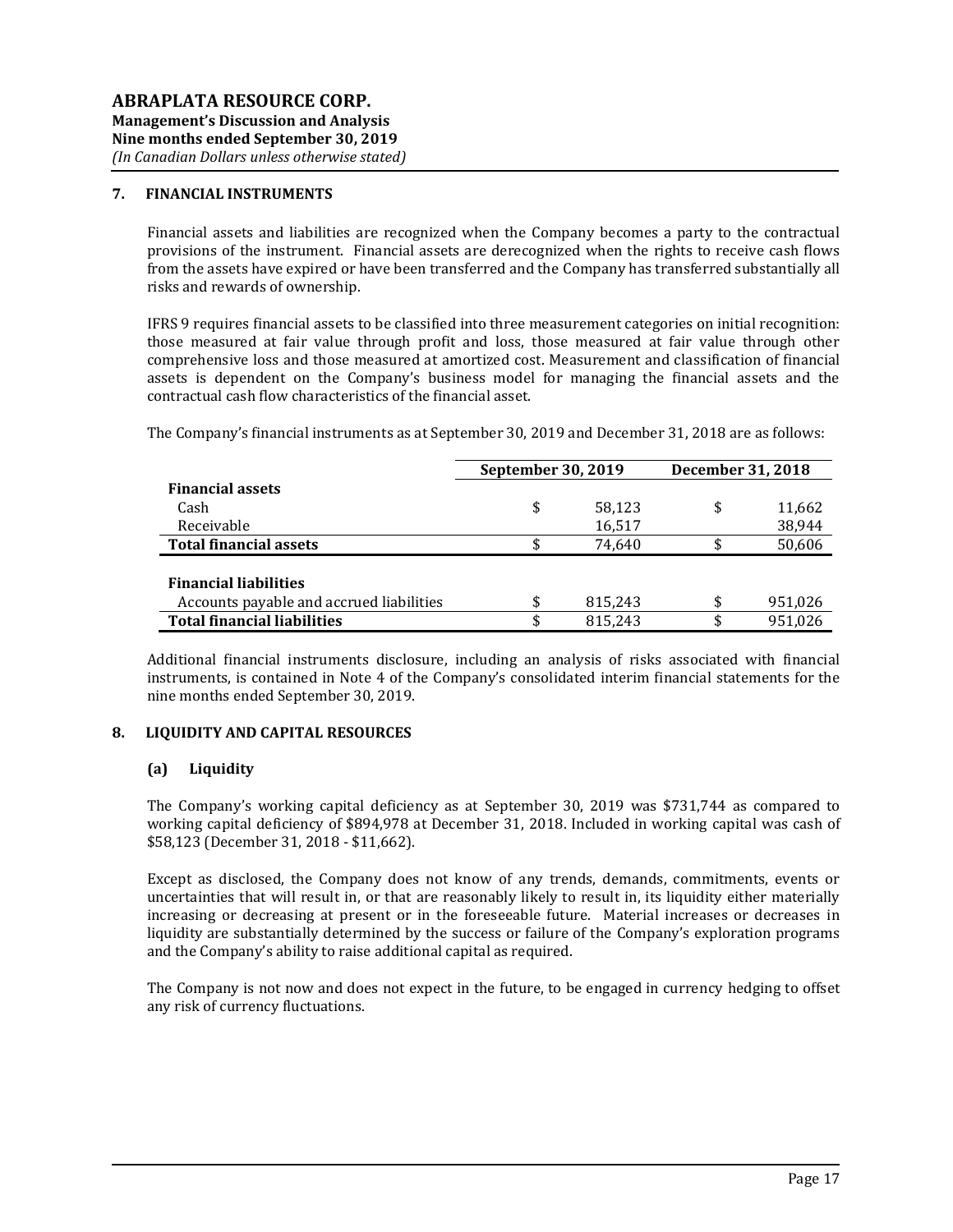## 7. FINANCIAL INSTRUMENTS

Financial assets and liabilities are recognized when the Company becomes a party to the contractual provisions of the instrument. Financial assets are derecognized when the rights to receive cash flows from the assets have expired or have been transferred and the Company has transferred substantially all risks and rewards of ownership.

IFRS 9 requires financial assets to be classified into three measurement categories on initial recognition: those measured at fair value through profit and loss, those measured at fair value through other comprehensive loss and those measured at amortized cost. Measurement and classification of financial assets is dependent on the Company's business model for managing the financial assets and the contractual cash flow characteristics of the financial asset.

The Company's financial instruments as at September 30, 2019 and December 31, 2018 are as follows:

| | September 30, 2019 | December 31, 2018 |
|---|---|---|
| **Financial assets** | | |
| Cash | $ 58,123 | $ 11,662 |
| Receivable | 16,517 | 38,944 |
| **Total financial assets** | $ 74,640 | $ 50,606 |
| **Financial liabilities** | | |
| Accounts payable and accrued liabilities | $ 815,243 | $ 951,026 |
| **Total financial liabilities** | $ 815,243 | $ 951,026 |

Additional financial instruments disclosure, including an analysis of risks associated with financial instruments, is contained in Note 4 of the Company's consolidated interim financial statements for the nine months ended September 30, 2019.

## 8. LIQUIDITY AND CAPITAL RESOURCES

### (a) Liquidity

The Company's working capital deficiency as at September 30, 2019 was $731,744 as compared to working capital deficiency of $894,978 at December 31, 2018. Included in working capital was cash of $58,123 (December 31, 2018 - $11,662).

Except as disclosed, the Company does not know of any trends, demands, commitments, events or uncertainties that will result in, or that are reasonably likely to result in, its liquidity either materially increasing or decreasing at present or in the foreseeable future. Material increases or decreases in liquidity are substantially determined by the success or failure of the Company's exploration programs and the Company's ability to raise additional capital as required.

The Company is not now and does not expect in the future, to be engaged in currency hedging to offset any risk of currency fluctuations.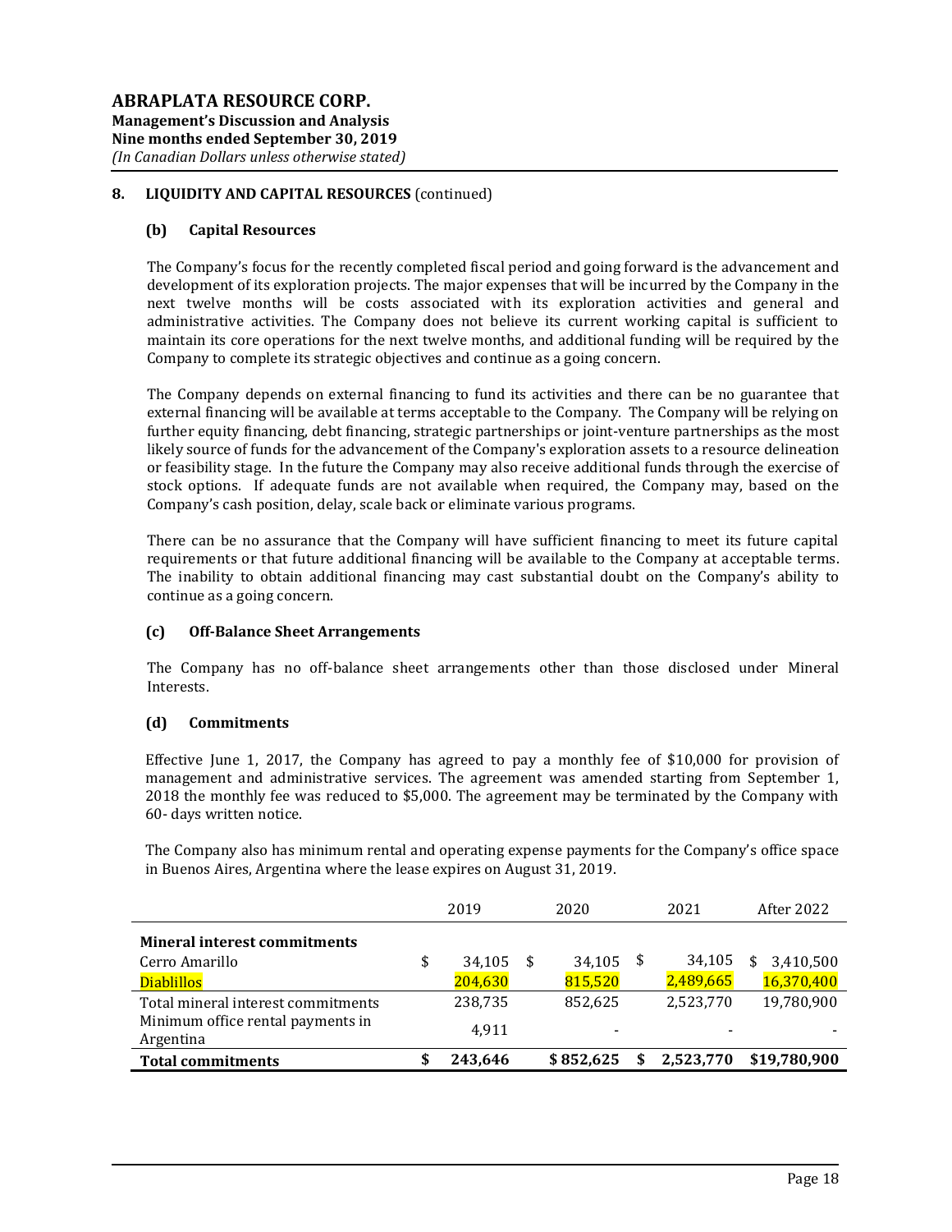## 8. LIQUIDITY AND CAPITAL RESOURCES (continued)

### (b) Capital Resources

The Company's focus for the recently completed fiscal period and going forward is the advancement and development of its exploration projects. The major expenses that will be incurred by the Company in the next twelve months will be costs associated with its exploration activities and general and administrative activities. The Company does not believe its current working capital is sufficient to maintain its core operations for the next twelve months, and additional funding will be required by the Company to complete its strategic objectives and continue as a going concern.

The Company depends on external financing to fund its activities and there can be no guarantee that external financing will be available at terms acceptable to the Company. The Company will be relying on further equity financing, debt financing, strategic partnerships or joint-venture partnerships as the most likely source of funds for the advancement of the Company's exploration assets to a resource delineation or feasibility stage. In the future the Company may also receive additional funds through the exercise of stock options. If adequate funds are not available when required, the Company may, based on the Company's cash position, delay, scale back or eliminate various programs.

There can be no assurance that the Company will have sufficient financing to meet its future capital requirements or that future additional financing will be available to the Company at acceptable terms. The inability to obtain additional financing may cast substantial doubt on the Company's ability to continue as a going concern.

### (c) Off-Balance Sheet Arrangements

The Company has no off-balance sheet arrangements other than those disclosed under Mineral Interests.

### (d) Commitments

Effective June 1, 2017, the Company has agreed to pay a monthly fee of $10,000 for provision of management and administrative services. The agreement was amended starting from September 1, 2018 the monthly fee was reduced to $5,000. The agreement may be terminated by the Company with 60- days written notice.

The Company also has minimum rental and operating expense payments for the Company's office space in Buenos Aires, Argentina where the lease expires on August 31, 2019.

| | 2019 | 2020 | 2021 | After 2022 |
|---|---|---|---|---|
| **Mineral interest commitments** | | | | |
| Cerro Amarillo | $ 34,105 | $ 34,105 | $ 34,105 | $ 3,410,500 |
| Diablillos | 204,630 | 815,520 | 2,489,665 | 16,370,400 |
| Total mineral interest commitments | 238,735 | 852,625 | 2,523,770 | 19,780,900 |
| Minimum office rental payments in Argentina | 4,911 | - | - | - |
| **Total commitments** | **$ 243,646** | **$ 852,625** | **$ 2,523,770** | **$19,780,900** |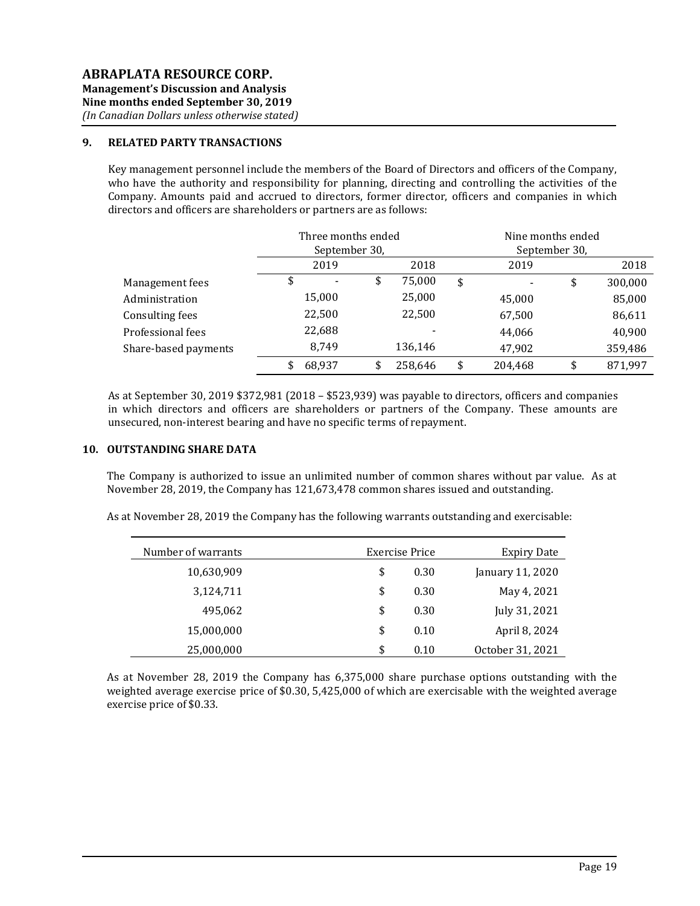## 9. RELATED PARTY TRANSACTIONS

Key management personnel include the members of the Board of Directors and officers of the Company, who have the authority and responsibility for planning, directing and controlling the activities of the Company. Amounts paid and accrued to directors, former director, officers and companies in which directors and officers are shareholders or partners are as follows:

| | Three months ended September 30, | | Nine months ended September 30, | |
|---|---|---|---|---|
| | 2019 | 2018 | 2019 | 2018 |
| Management fees | $ - | $ 75,000 | $ - | $ 300,000 |
| Administration | 15,000 | 25,000 | 45,000 | 85,000 |
| Consulting fees | 22,500 | 22,500 | 67,500 | 86,611 |
| Professional fees | 22,688 | - | 44,066 | 40,900 |
| Share-based payments | 8,749 | 136,146 | 47,902 | 359,486 |
| | $ 68,937 | $ 258,646 | $ 204,468 | $ 871,997 |

As at September 30, 2019 $372,981 (2018 – $523,939) was payable to directors, officers and companies in which directors and officers are shareholders or partners of the Company. These amounts are unsecured, non-interest bearing and have no specific terms of repayment.

## 10. OUTSTANDING SHARE DATA

The Company is authorized to issue an unlimited number of common shares without par value. As at November 28, 2019, the Company has 121,673,478 common shares issued and outstanding.

As at November 28, 2019 the Company has the following warrants outstanding and exercisable:

| Number of warrants | Exercise Price | Expiry Date |
|---|---|---|
| 10,630,909 | $ 0.30 | January 11, 2020 |
| 3,124,711 | $ 0.30 | May 4, 2021 |
| 495,062 | $ 0.30 | July 31, 2021 |
| 15,000,000 | $ 0.10 | April 8, 2024 |
| 25,000,000 | $ 0.10 | October 31, 2021 |

As at November 28, 2019 the Company has 6,375,000 share purchase options outstanding with the weighted average exercise price of $0.30, 5,425,000 of which are exercisable with the weighted average exercise price of $0.33.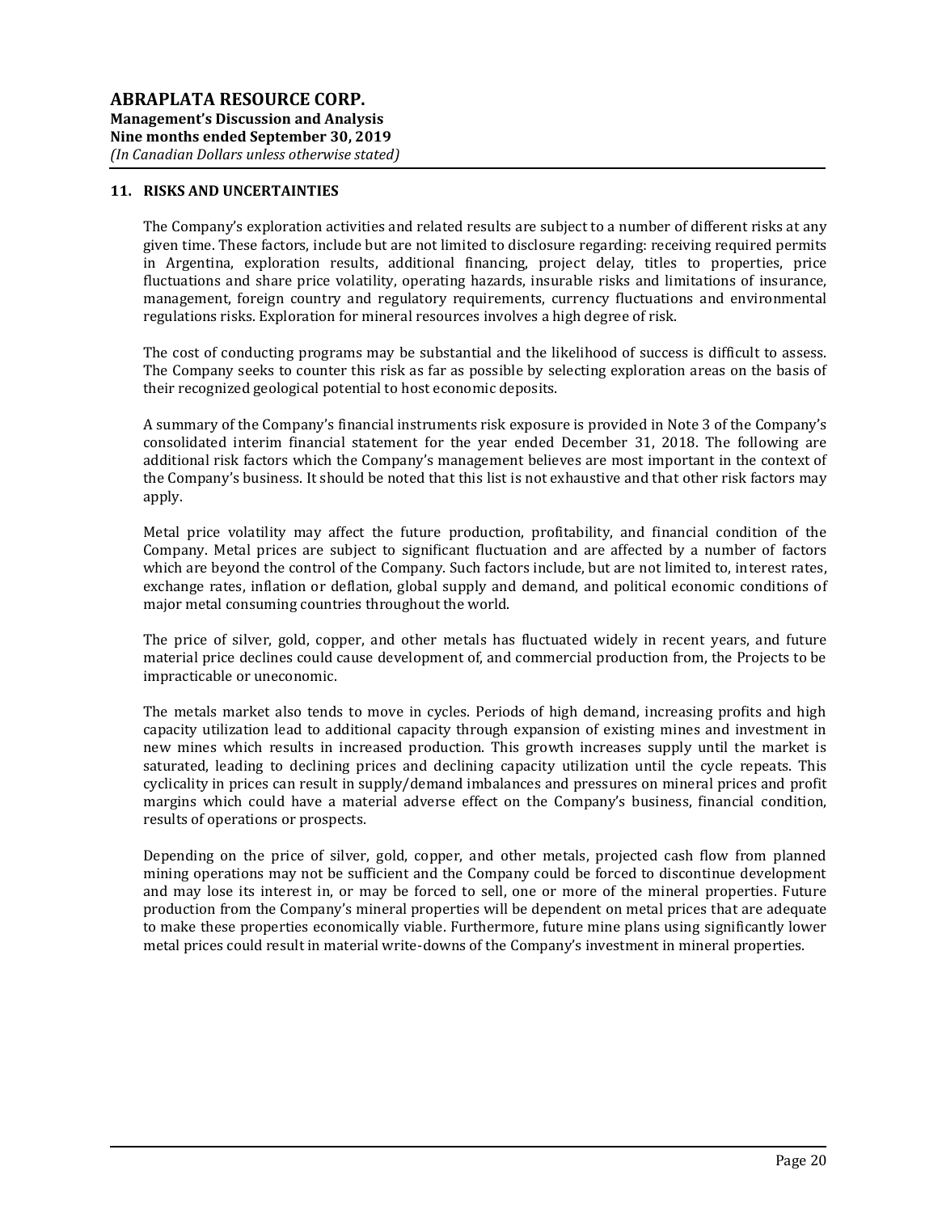## 11. RISKS AND UNCERTAINTIES

The Company's exploration activities and related results are subject to a number of different risks at any given time. These factors, include but are not limited to disclosure regarding: receiving required permits in Argentina, exploration results, additional financing, project delay, titles to properties, price fluctuations and share price volatility, operating hazards, insurable risks and limitations of insurance, management, foreign country and regulatory requirements, currency fluctuations and environmental regulations risks. Exploration for mineral resources involves a high degree of risk.

The cost of conducting programs may be substantial and the likelihood of success is difficult to assess. The Company seeks to counter this risk as far as possible by selecting exploration areas on the basis of their recognized geological potential to host economic deposits.

A summary of the Company's financial instruments risk exposure is provided in Note 3 of the Company's consolidated interim financial statement for the year ended December 31, 2018. The following are additional risk factors which the Company's management believes are most important in the context of the Company's business. It should be noted that this list is not exhaustive and that other risk factors may apply.

Metal price volatility may affect the future production, profitability, and financial condition of the Company. Metal prices are subject to significant fluctuation and are affected by a number of factors which are beyond the control of the Company. Such factors include, but are not limited to, interest rates, exchange rates, inflation or deflation, global supply and demand, and political economic conditions of major metal consuming countries throughout the world.

The price of silver, gold, copper, and other metals has fluctuated widely in recent years, and future material price declines could cause development of, and commercial production from, the Projects to be impracticable or uneconomic.

The metals market also tends to move in cycles. Periods of high demand, increasing profits and high capacity utilization lead to additional capacity through expansion of existing mines and investment in new mines which results in increased production. This growth increases supply until the market is saturated, leading to declining prices and declining capacity utilization until the cycle repeats. This cyclicality in prices can result in supply/demand imbalances and pressures on mineral prices and profit margins which could have a material adverse effect on the Company's business, financial condition, results of operations or prospects.

Depending on the price of silver, gold, copper, and other metals, projected cash flow from planned mining operations may not be sufficient and the Company could be forced to discontinue development and may lose its interest in, or may be forced to sell, one or more of the mineral properties. Future production from the Company's mineral properties will be dependent on metal prices that are adequate to make these properties economically viable. Furthermore, future mine plans using significantly lower metal prices could result in material write-downs of the Company's investment in mineral properties.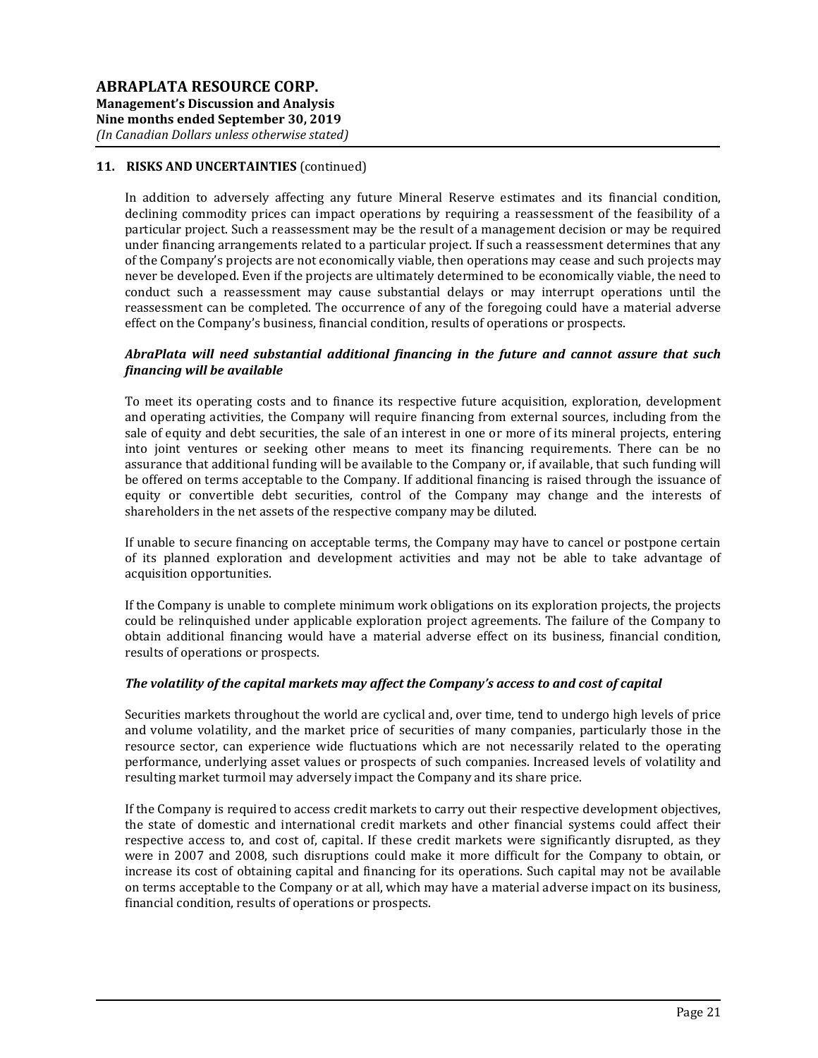## 11. RISKS AND UNCERTAINTIES (continued)

In addition to adversely affecting any future Mineral Reserve estimates and its financial condition, declining commodity prices can impact operations by requiring a reassessment of the feasibility of a particular project. Such a reassessment may be the result of a management decision or may be required under financing arrangements related to a particular project. If such a reassessment determines that any of the Company's projects are not economically viable, then operations may cease and such projects may never be developed. Even if the projects are ultimately determined to be economically viable, the need to conduct such a reassessment may cause substantial delays or may interrupt operations until the reassessment can be completed. The occurrence of any of the foregoing could have a material adverse effect on the Company's business, financial condition, results of operations or prospects.

***AbraPlata will need substantial additional financing in the future and cannot assure that such financing will be available***

To meet its operating costs and to finance its respective future acquisition, exploration, development and operating activities, the Company will require financing from external sources, including from the sale of equity and debt securities, the sale of an interest in one or more of its mineral projects, entering into joint ventures or seeking other means to meet its financing requirements. There can be no assurance that additional funding will be available to the Company or, if available, that such funding will be offered on terms acceptable to the Company. If additional financing is raised through the issuance of equity or convertible debt securities, control of the Company may change and the interests of shareholders in the net assets of the respective company may be diluted.

If unable to secure financing on acceptable terms, the Company may have to cancel or postpone certain of its planned exploration and development activities and may not be able to take advantage of acquisition opportunities.

If the Company is unable to complete minimum work obligations on its exploration projects, the projects could be relinquished under applicable exploration project agreements. The failure of the Company to obtain additional financing would have a material adverse effect on its business, financial condition, results of operations or prospects.

***The volatility of the capital markets may affect the Company's access to and cost of capital***

Securities markets throughout the world are cyclical and, over time, tend to undergo high levels of price and volume volatility, and the market price of securities of many companies, particularly those in the resource sector, can experience wide fluctuations which are not necessarily related to the operating performance, underlying asset values or prospects of such companies. Increased levels of volatility and resulting market turmoil may adversely impact the Company and its share price.

If the Company is required to access credit markets to carry out their respective development objectives, the state of domestic and international credit markets and other financial systems could affect their respective access to, and cost of, capital. If these credit markets were significantly disrupted, as they were in 2007 and 2008, such disruptions could make it more difficult for the Company to obtain, or increase its cost of obtaining capital and financing for its operations. Such capital may not be available on terms acceptable to the Company or at all, which may have a material adverse impact on its business, financial condition, results of operations or prospects.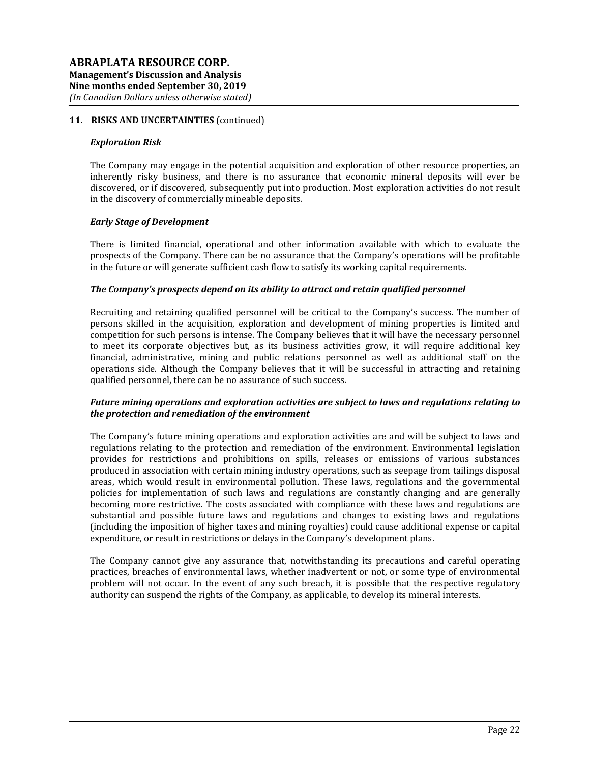## 11. RISKS AND UNCERTAINTIES (continued)

### *Exploration Risk*

The Company may engage in the potential acquisition and exploration of other resource properties, an inherently risky business, and there is no assurance that economic mineral deposits will ever be discovered, or if discovered, subsequently put into production. Most exploration activities do not result in the discovery of commercially mineable deposits.

### *Early Stage of Development*

There is limited financial, operational and other information available with which to evaluate the prospects of the Company. There can be no assurance that the Company's operations will be profitable in the future or will generate sufficient cash flow to satisfy its working capital requirements.

### *The Company's prospects depend on its ability to attract and retain qualified personnel*

Recruiting and retaining qualified personnel will be critical to the Company's success. The number of persons skilled in the acquisition, exploration and development of mining properties is limited and competition for such persons is intense. The Company believes that it will have the necessary personnel to meet its corporate objectives but, as its business activities grow, it will require additional key financial, administrative, mining and public relations personnel as well as additional staff on the operations side. Although the Company believes that it will be successful in attracting and retaining qualified personnel, there can be no assurance of such success.

### *Future mining operations and exploration activities are subject to laws and regulations relating to the protection and remediation of the environment*

The Company's future mining operations and exploration activities are and will be subject to laws and regulations relating to the protection and remediation of the environment. Environmental legislation provides for restrictions and prohibitions on spills, releases or emissions of various substances produced in association with certain mining industry operations, such as seepage from tailings disposal areas, which would result in environmental pollution. These laws, regulations and the governmental policies for implementation of such laws and regulations are constantly changing and are generally becoming more restrictive. The costs associated with compliance with these laws and regulations are substantial and possible future laws and regulations and changes to existing laws and regulations (including the imposition of higher taxes and mining royalties) could cause additional expense or capital expenditure, or result in restrictions or delays in the Company's development plans.

The Company cannot give any assurance that, notwithstanding its precautions and careful operating practices, breaches of environmental laws, whether inadvertent or not, or some type of environmental problem will not occur. In the event of any such breach, it is possible that the respective regulatory authority can suspend the rights of the Company, as applicable, to develop its mineral interests.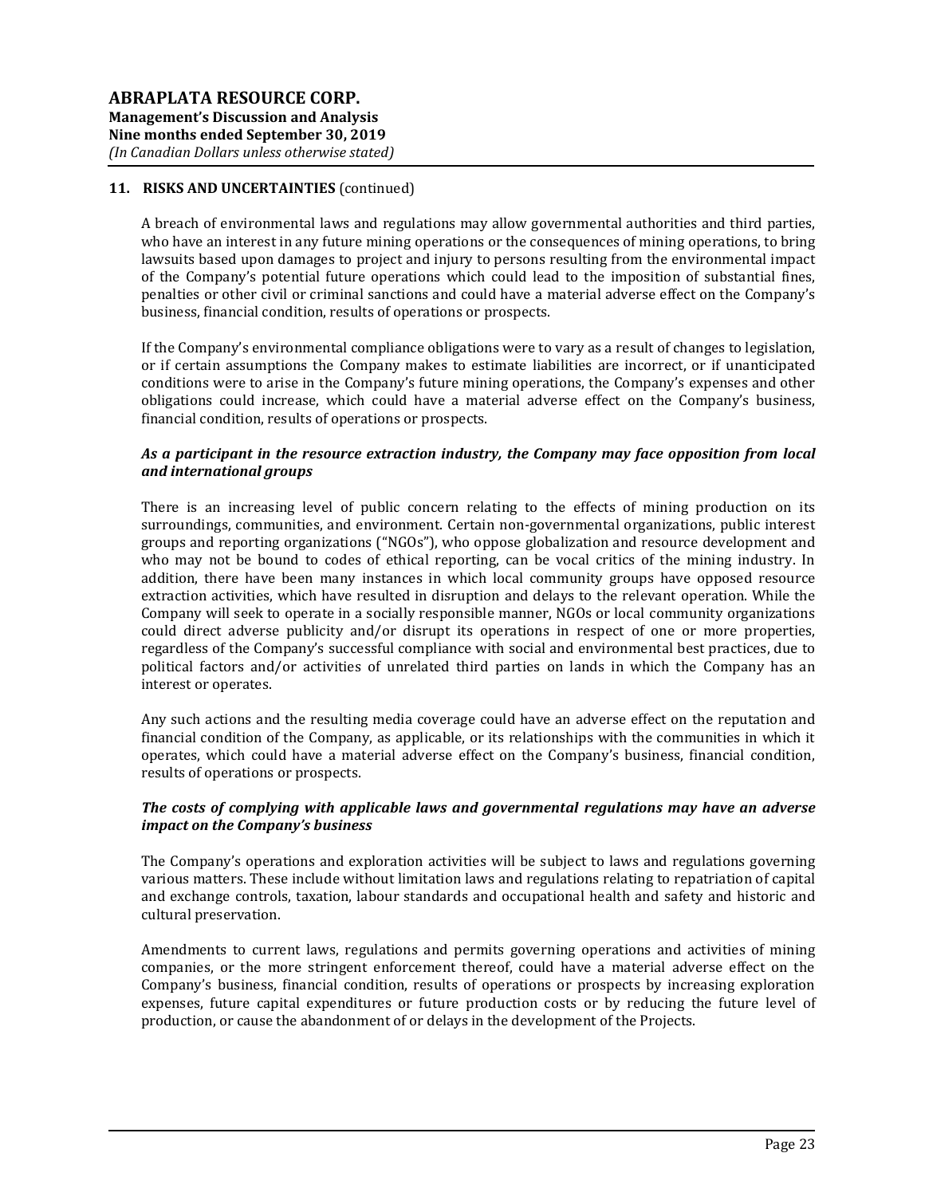## 11. RISKS AND UNCERTAINTIES (continued)

A breach of environmental laws and regulations may allow governmental authorities and third parties, who have an interest in any future mining operations or the consequences of mining operations, to bring lawsuits based upon damages to project and injury to persons resulting from the environmental impact of the Company's potential future operations which could lead to the imposition of substantial fines, penalties or other civil or criminal sanctions and could have a material adverse effect on the Company's business, financial condition, results of operations or prospects.

If the Company's environmental compliance obligations were to vary as a result of changes to legislation, or if certain assumptions the Company makes to estimate liabilities are incorrect, or if unanticipated conditions were to arise in the Company's future mining operations, the Company's expenses and other obligations could increase, which could have a material adverse effect on the Company's business, financial condition, results of operations or prospects.

***As a participant in the resource extraction industry, the Company may face opposition from local and international groups***

There is an increasing level of public concern relating to the effects of mining production on its surroundings, communities, and environment. Certain non-governmental organizations, public interest groups and reporting organizations ("NGOs"), who oppose globalization and resource development and who may not be bound to codes of ethical reporting, can be vocal critics of the mining industry. In addition, there have been many instances in which local community groups have opposed resource extraction activities, which have resulted in disruption and delays to the relevant operation. While the Company will seek to operate in a socially responsible manner, NGOs or local community organizations could direct adverse publicity and/or disrupt its operations in respect of one or more properties, regardless of the Company's successful compliance with social and environmental best practices, due to political factors and/or activities of unrelated third parties on lands in which the Company has an interest or operates.

Any such actions and the resulting media coverage could have an adverse effect on the reputation and financial condition of the Company, as applicable, or its relationships with the communities in which it operates, which could have a material adverse effect on the Company's business, financial condition, results of operations or prospects.

***The costs of complying with applicable laws and governmental regulations may have an adverse impact on the Company's business***

The Company's operations and exploration activities will be subject to laws and regulations governing various matters. These include without limitation laws and regulations relating to repatriation of capital and exchange controls, taxation, labour standards and occupational health and safety and historic and cultural preservation.

Amendments to current laws, regulations and permits governing operations and activities of mining companies, or the more stringent enforcement thereof, could have a material adverse effect on the Company's business, financial condition, results of operations or prospects by increasing exploration expenses, future capital expenditures or future production costs or by reducing the future level of production, or cause the abandonment of or delays in the development of the Projects.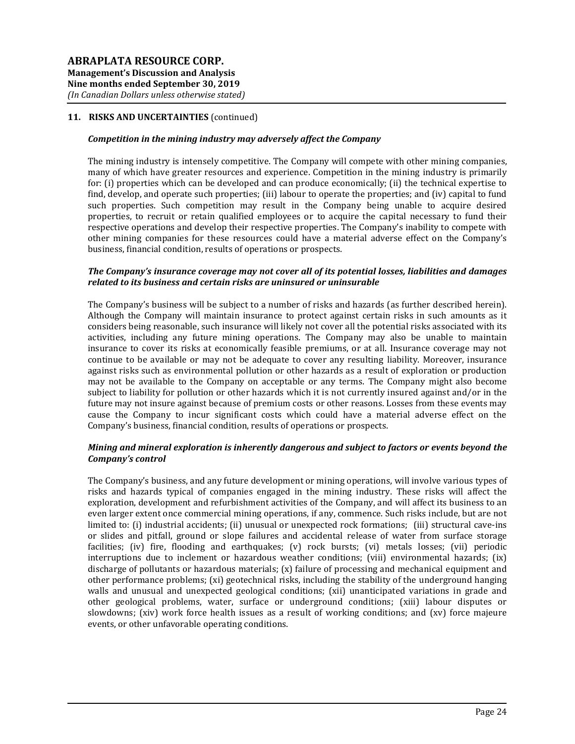## 11. RISKS AND UNCERTAINTIES (continued)

***Competition in the mining industry may adversely affect the Company***

The mining industry is intensely competitive. The Company will compete with other mining companies, many of which have greater resources and experience. Competition in the mining industry is primarily for: (i) properties which can be developed and can produce economically; (ii) the technical expertise to find, develop, and operate such properties; (iii) labour to operate the properties; and (iv) capital to fund such properties. Such competition may result in the Company being unable to acquire desired properties, to recruit or retain qualified employees or to acquire the capital necessary to fund their respective operations and develop their respective properties. The Company's inability to compete with other mining companies for these resources could have a material adverse effect on the Company's business, financial condition, results of operations or prospects.

***The Company's insurance coverage may not cover all of its potential losses, liabilities and damages related to its business and certain risks are uninsured or uninsurable***

The Company's business will be subject to a number of risks and hazards (as further described herein). Although the Company will maintain insurance to protect against certain risks in such amounts as it considers being reasonable, such insurance will likely not cover all the potential risks associated with its activities, including any future mining operations. The Company may also be unable to maintain insurance to cover its risks at economically feasible premiums, or at all. Insurance coverage may not continue to be available or may not be adequate to cover any resulting liability. Moreover, insurance against risks such as environmental pollution or other hazards as a result of exploration or production may not be available to the Company on acceptable or any terms. The Company might also become subject to liability for pollution or other hazards which it is not currently insured against and/or in the future may not insure against because of premium costs or other reasons. Losses from these events may cause the Company to incur significant costs which could have a material adverse effect on the Company's business, financial condition, results of operations or prospects.

***Mining and mineral exploration is inherently dangerous and subject to factors or events beyond the Company's control***

The Company's business, and any future development or mining operations, will involve various types of risks and hazards typical of companies engaged in the mining industry. These risks will affect the exploration, development and refurbishment activities of the Company, and will affect its business to an even larger extent once commercial mining operations, if any, commence. Such risks include, but are not limited to: (i) industrial accidents; (ii) unusual or unexpected rock formations; (iii) structural cave-ins or slides and pitfall, ground or slope failures and accidental release of water from surface storage facilities; (iv) fire, flooding and earthquakes; (v) rock bursts; (vi) metals losses; (vii) periodic interruptions due to inclement or hazardous weather conditions; (viii) environmental hazards; (ix) discharge of pollutants or hazardous materials; (x) failure of processing and mechanical equipment and other performance problems; (xi) geotechnical risks, including the stability of the underground hanging walls and unusual and unexpected geological conditions; (xii) unanticipated variations in grade and other geological problems, water, surface or underground conditions; (xiii) labour disputes or slowdowns; (xiv) work force health issues as a result of working conditions; and (xv) force majeure events, or other unfavorable operating conditions.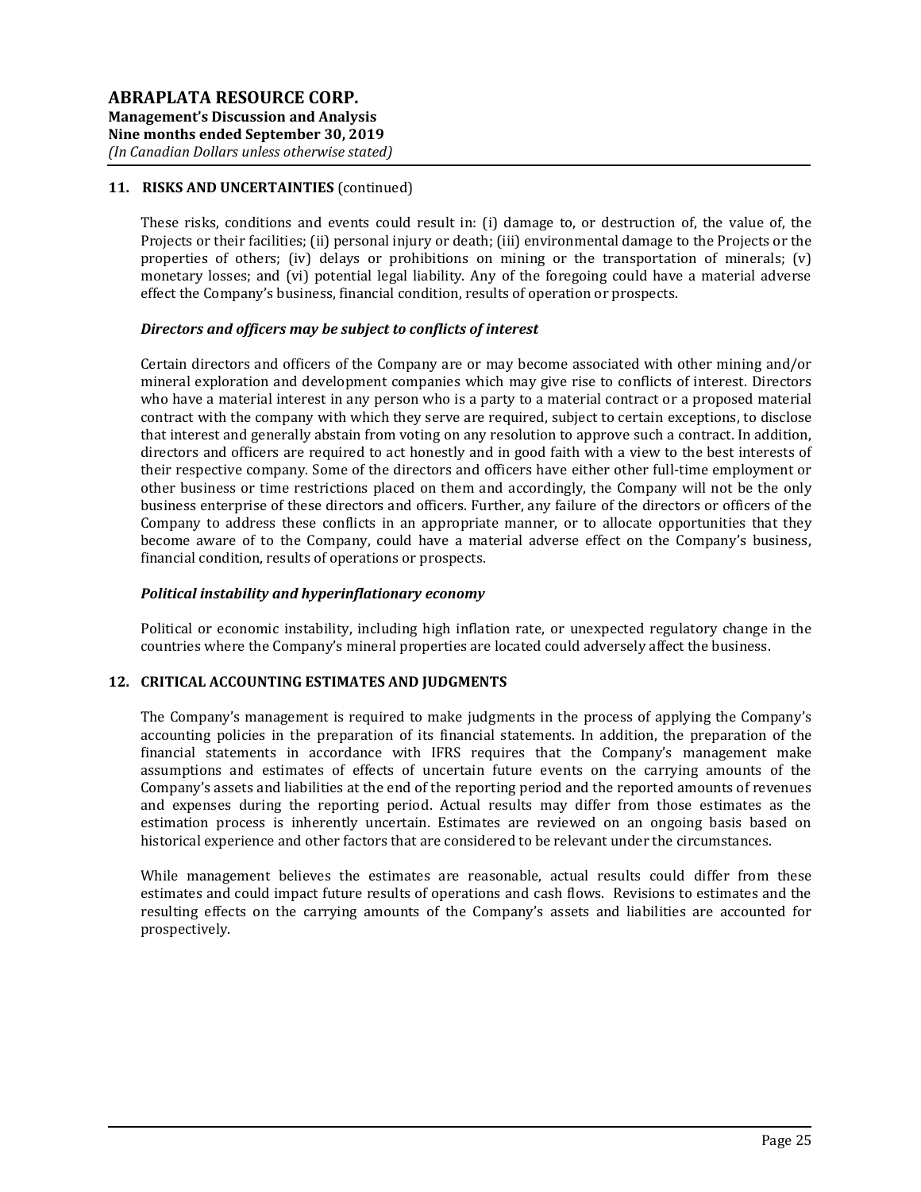## 11. RISKS AND UNCERTAINTIES (continued)

These risks, conditions and events could result in: (i) damage to, or destruction of, the value of, the Projects or their facilities; (ii) personal injury or death; (iii) environmental damage to the Projects or the properties of others; (iv) delays or prohibitions on mining or the transportation of minerals; (v) monetary losses; and (vi) potential legal liability. Any of the foregoing could have a material adverse effect the Company's business, financial condition, results of operation or prospects.

***Directors and officers may be subject to conflicts of interest***

Certain directors and officers of the Company are or may become associated with other mining and/or mineral exploration and development companies which may give rise to conflicts of interest. Directors who have a material interest in any person who is a party to a material contract or a proposed material contract with the company with which they serve are required, subject to certain exceptions, to disclose that interest and generally abstain from voting on any resolution to approve such a contract. In addition, directors and officers are required to act honestly and in good faith with a view to the best interests of their respective company. Some of the directors and officers have either other full-time employment or other business or time restrictions placed on them and accordingly, the Company will not be the only business enterprise of these directors and officers. Further, any failure of the directors or officers of the Company to address these conflicts in an appropriate manner, or to allocate opportunities that they become aware of to the Company, could have a material adverse effect on the Company's business, financial condition, results of operations or prospects.

***Political instability and hyperinflationary economy***

Political or economic instability, including high inflation rate, or unexpected regulatory change in the countries where the Company's mineral properties are located could adversely affect the business.

## 12. CRITICAL ACCOUNTING ESTIMATES AND JUDGMENTS

The Company's management is required to make judgments in the process of applying the Company's accounting policies in the preparation of its financial statements. In addition, the preparation of the financial statements in accordance with IFRS requires that the Company's management make assumptions and estimates of effects of uncertain future events on the carrying amounts of the Company's assets and liabilities at the end of the reporting period and the reported amounts of revenues and expenses during the reporting period. Actual results may differ from those estimates as the estimation process is inherently uncertain. Estimates are reviewed on an ongoing basis based on historical experience and other factors that are considered to be relevant under the circumstances.

While management believes the estimates are reasonable, actual results could differ from these estimates and could impact future results of operations and cash flows. Revisions to estimates and the resulting effects on the carrying amounts of the Company's assets and liabilities are accounted for prospectively.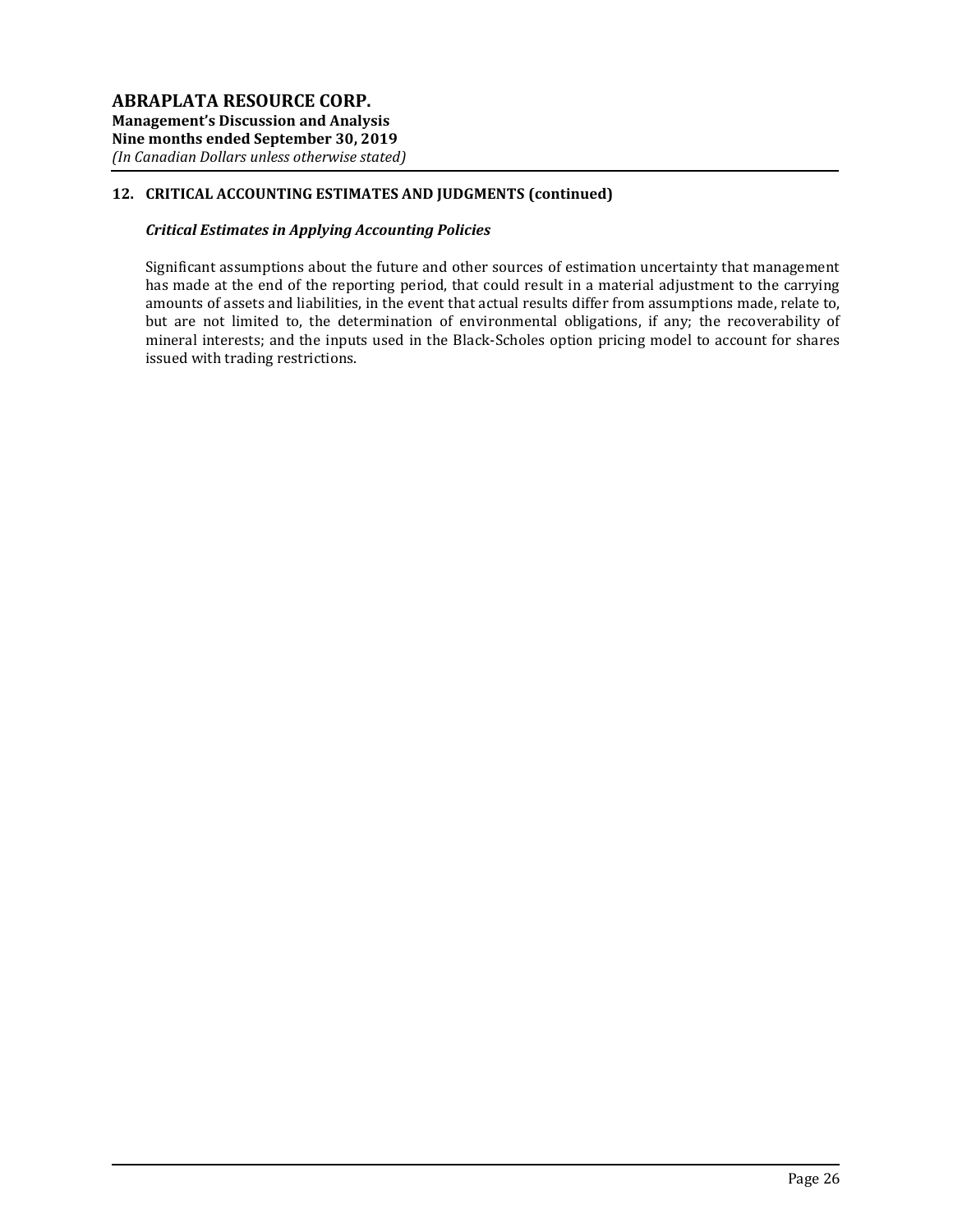## 12. CRITICAL ACCOUNTING ESTIMATES AND JUDGMENTS (continued)

***Critical Estimates in Applying Accounting Policies***

Significant assumptions about the future and other sources of estimation uncertainty that management has made at the end of the reporting period, that could result in a material adjustment to the carrying amounts of assets and liabilities, in the event that actual results differ from assumptions made, relate to, but are not limited to, the determination of environmental obligations, if any; the recoverability of mineral interests; and the inputs used in the Black-Scholes option pricing model to account for shares issued with trading restrictions.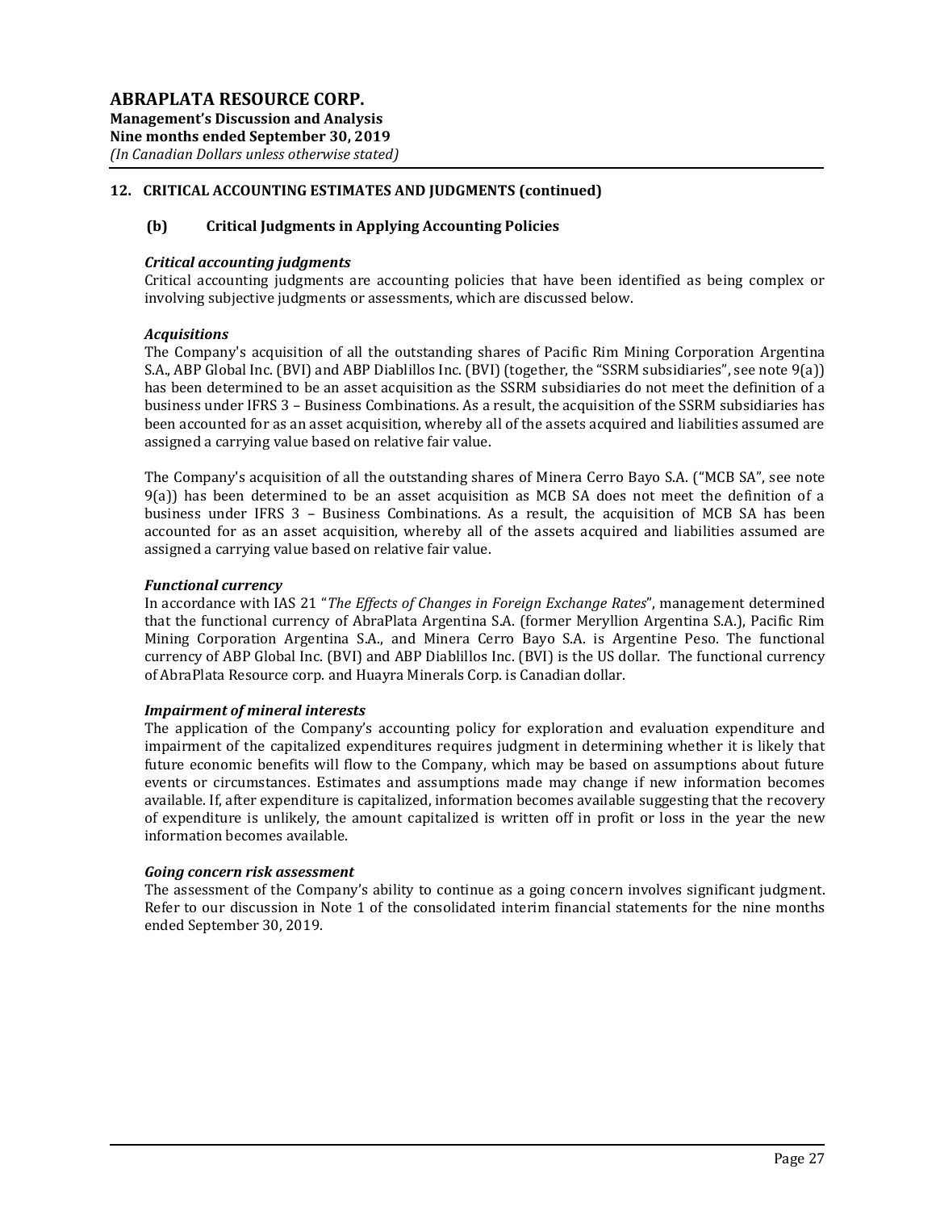## 12. CRITICAL ACCOUNTING ESTIMATES AND JUDGMENTS (continued)

### (b) Critical Judgments in Applying Accounting Policies

***Critical accounting judgments***

Critical accounting judgments are accounting policies that have been identified as being complex or involving subjective judgments or assessments, which are discussed below.

***Acquisitions***

The Company's acquisition of all the outstanding shares of Pacific Rim Mining Corporation Argentina S.A., ABP Global Inc. (BVI) and ABP Diablillos Inc. (BVI) (together, the "SSRM subsidiaries", see note 9(a)) has been determined to be an asset acquisition as the SSRM subsidiaries do not meet the definition of a business under IFRS 3 – Business Combinations. As a result, the acquisition of the SSRM subsidiaries has been accounted for as an asset acquisition, whereby all of the assets acquired and liabilities assumed are assigned a carrying value based on relative fair value.

The Company's acquisition of all the outstanding shares of Minera Cerro Bayo S.A. ("MCB SA", see note 9(a)) has been determined to be an asset acquisition as MCB SA does not meet the definition of a business under IFRS 3 – Business Combinations. As a result, the acquisition of MCB SA has been accounted for as an asset acquisition, whereby all of the assets acquired and liabilities assumed are assigned a carrying value based on relative fair value.

***Functional currency***

In accordance with IAS 21 "*The Effects of Changes in Foreign Exchange Rates*", management determined that the functional currency of AbraPlata Argentina S.A. (former Meryllion Argentina S.A.), Pacific Rim Mining Corporation Argentina S.A., and Minera Cerro Bayo S.A. is Argentine Peso. The functional currency of ABP Global Inc. (BVI) and ABP Diablillos Inc. (BVI) is the US dollar. The functional currency of AbraPlata Resource corp. and Huayra Minerals Corp. is Canadian dollar.

***Impairment of mineral interests***

The application of the Company's accounting policy for exploration and evaluation expenditure and impairment of the capitalized expenditures requires judgment in determining whether it is likely that future economic benefits will flow to the Company, which may be based on assumptions about future events or circumstances. Estimates and assumptions made may change if new information becomes available. If, after expenditure is capitalized, information becomes available suggesting that the recovery of expenditure is unlikely, the amount capitalized is written off in profit or loss in the year the new information becomes available.

***Going concern risk assessment***

The assessment of the Company's ability to continue as a going concern involves significant judgment. Refer to our discussion in Note 1 of the consolidated interim financial statements for the nine months ended September 30, 2019.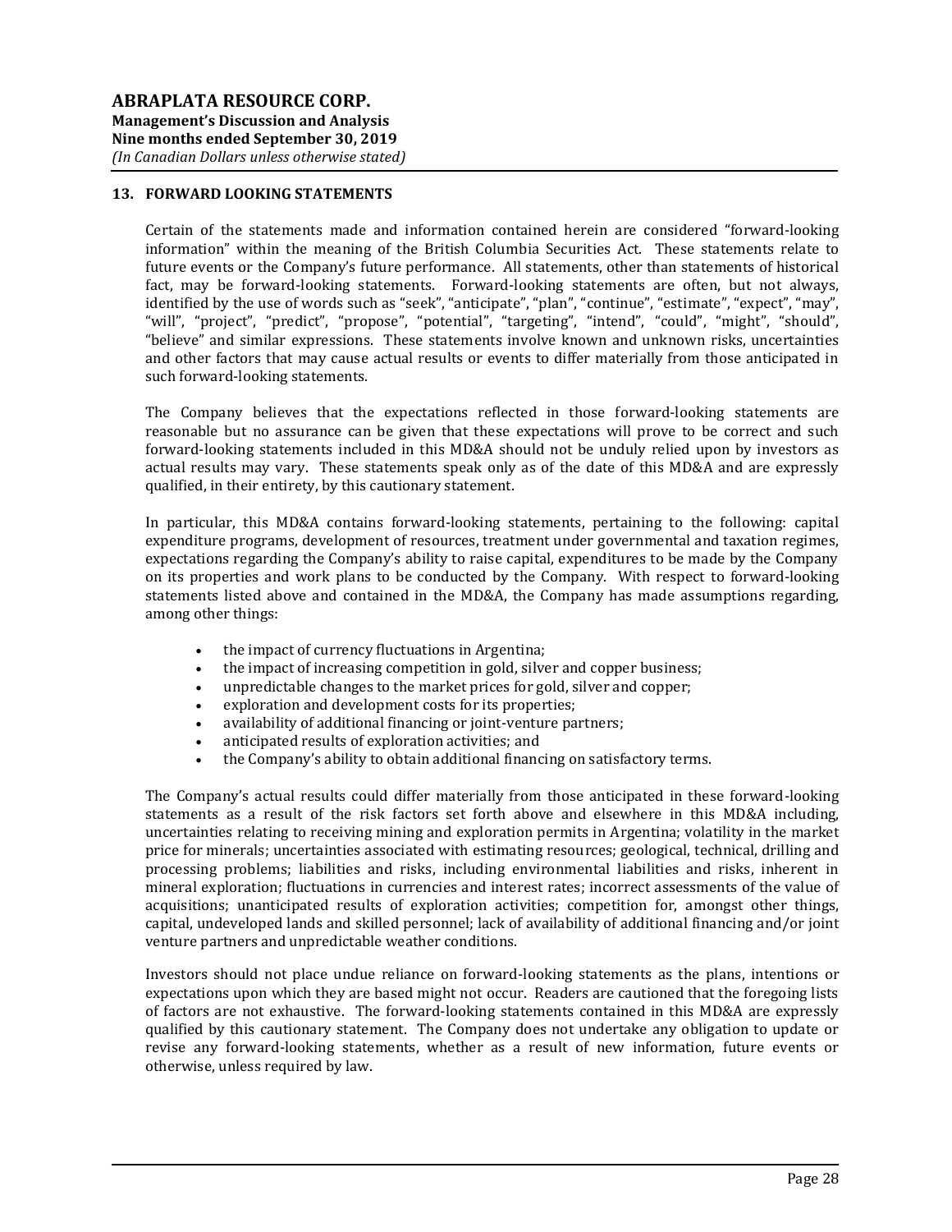## 13. FORWARD LOOKING STATEMENTS

Certain of the statements made and information contained herein are considered "forward-looking information" within the meaning of the British Columbia Securities Act. These statements relate to future events or the Company's future performance. All statements, other than statements of historical fact, may be forward-looking statements. Forward-looking statements are often, but not always, identified by the use of words such as "seek", "anticipate", "plan", "continue", "estimate", "expect", "may", "will", "project", "predict", "propose", "potential", "targeting", "intend", "could", "might", "should", "believe" and similar expressions. These statements involve known and unknown risks, uncertainties and other factors that may cause actual results or events to differ materially from those anticipated in such forward-looking statements.

The Company believes that the expectations reflected in those forward-looking statements are reasonable but no assurance can be given that these expectations will prove to be correct and such forward-looking statements included in this MD&A should not be unduly relied upon by investors as actual results may vary. These statements speak only as of the date of this MD&A and are expressly qualified, in their entirety, by this cautionary statement.

In particular, this MD&A contains forward-looking statements, pertaining to the following: capital expenditure programs, development of resources, treatment under governmental and taxation regimes, expectations regarding the Company's ability to raise capital, expenditures to be made by the Company on its properties and work plans to be conducted by the Company. With respect to forward-looking statements listed above and contained in the MD&A, the Company has made assumptions regarding, among other things:

- the impact of currency fluctuations in Argentina;
- the impact of increasing competition in gold, silver and copper business;
- unpredictable changes to the market prices for gold, silver and copper;
- exploration and development costs for its properties;
- availability of additional financing or joint-venture partners;
- anticipated results of exploration activities; and
- the Company's ability to obtain additional financing on satisfactory terms.

The Company's actual results could differ materially from those anticipated in these forward-looking statements as a result of the risk factors set forth above and elsewhere in this MD&A including, uncertainties relating to receiving mining and exploration permits in Argentina; volatility in the market price for minerals; uncertainties associated with estimating resources; geological, technical, drilling and processing problems; liabilities and risks, including environmental liabilities and risks, inherent in mineral exploration; fluctuations in currencies and interest rates; incorrect assessments of the value of acquisitions; unanticipated results of exploration activities; competition for, amongst other things, capital, undeveloped lands and skilled personnel; lack of availability of additional financing and/or joint venture partners and unpredictable weather conditions.

Investors should not place undue reliance on forward-looking statements as the plans, intentions or expectations upon which they are based might not occur. Readers are cautioned that the foregoing lists of factors are not exhaustive. The forward-looking statements contained in this MD&A are expressly qualified by this cautionary statement. The Company does not undertake any obligation to update or revise any forward-looking statements, whether as a result of new information, future events or otherwise, unless required by law.